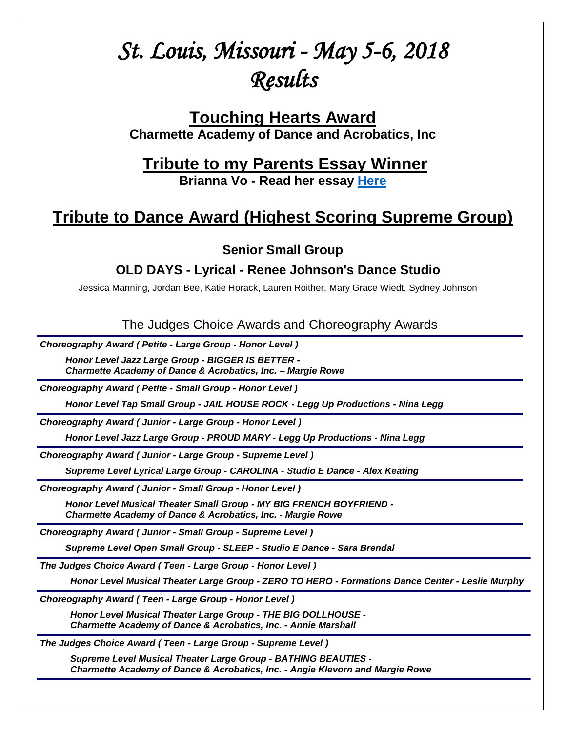# *St. Louis, Missouri - May 5-6, 2018 Results*

## Touching Hearts Award

**Charmette Academy of Dance and Acrobatics, Inc**

## Tribute to my Parents Essay Winner

**Brianna Vo - Read her essay [Here]**

## Tribute to Dance Award (Highest Scoring Supreme Group)

**Senior Small Group**

**OLD DAYS - Lyrical - Renee Johnson's Dance Studio**

Jessica Manning, Jordan Bee, Katie Horack, Lauren Roither, Mary Grace Wiedt, Sydney Johnson

### The Judges Choice Awards and Choreography Awards

***Choreography Award ( Petite - Large Group - Honor Level )***

***Honor Level Jazz Large Group - BIGGER IS BETTER - Charmette Academy of Dance & Acrobatics, Inc. – Margie Rowe***

***Choreography Award ( Petite - Small Group - Honor Level )***

***Honor Level Tap Small Group - JAIL HOUSE ROCK - Legg Up Productions - Nina Legg***

***Choreography Award ( Junior - Large Group - Honor Level )***

***Honor Level Jazz Large Group - PROUD MARY - Legg Up Productions - Nina Legg***

***Choreography Award ( Junior - Large Group - Supreme Level )***

***Supreme Level Lyrical Large Group - CAROLINA - Studio E Dance - Alex Keating***

***Choreography Award ( Junior - Small Group - Honor Level )***

***Honor Level Musical Theater Small Group - MY BIG FRENCH BOYFRIEND - Charmette Academy of Dance & Acrobatics, Inc. - Margie Rowe***

***Choreography Award ( Junior - Small Group - Supreme Level )***

***Supreme Level Open Small Group - SLEEP - Studio E Dance - Sara Brendal***

***The Judges Choice Award ( Teen - Large Group - Honor Level )***

***Honor Level Musical Theater Large Group - ZERO TO HERO - Formations Dance Center - Leslie Murphy***

***Choreography Award ( Teen - Large Group - Honor Level )***

***Honor Level Musical Theater Large Group - THE BIG DOLLHOUSE - Charmette Academy of Dance & Acrobatics, Inc. - Annie Marshall***

***The Judges Choice Award ( Teen - Large Group - Supreme Level )***

***Supreme Level Musical Theater Large Group - BATHING BEAUTIES - Charmette Academy of Dance & Acrobatics, Inc. - Angie Klevorn and Margie Rowe***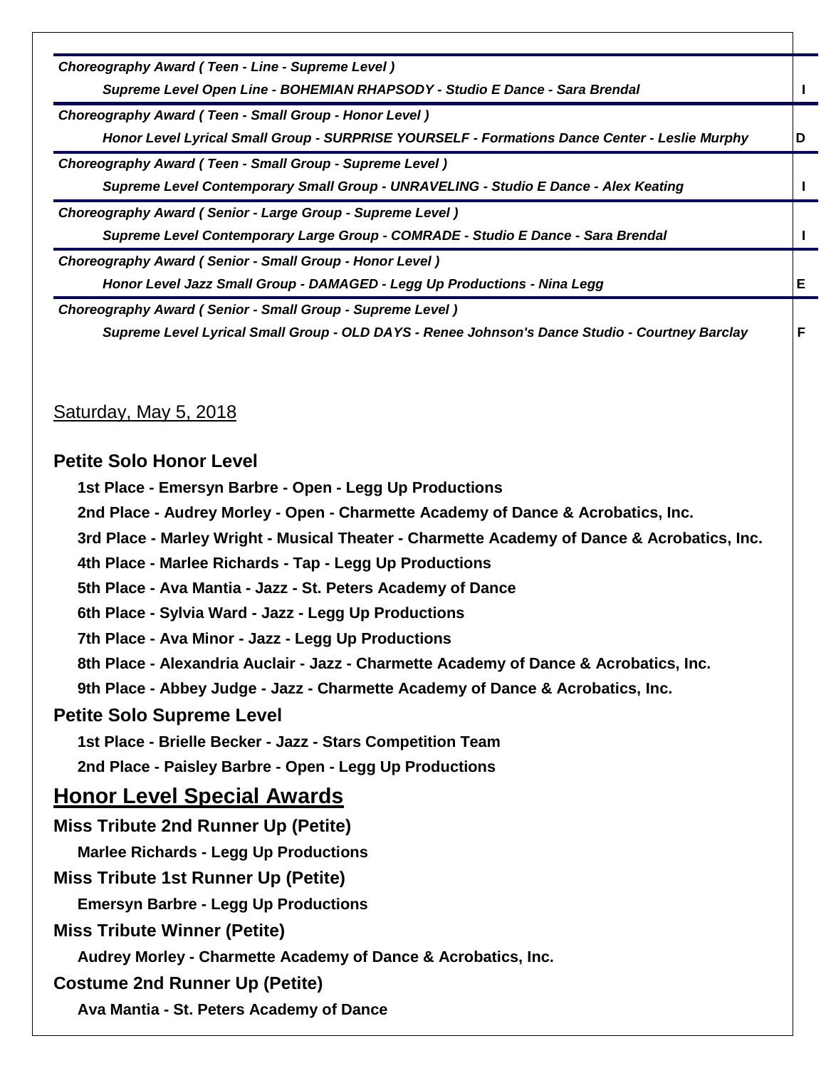*Choreography Award ( Teen - Line - Supreme Level )*

*Supreme Level Open Line - BOHEMIAN RHAPSODY - Studio E Dance - Sara Brendal* **I**

*Choreography Award ( Teen - Small Group - Honor Level )*

*Honor Level Lyrical Small Group - SURPRISE YOURSELF - Formations Dance Center - Leslie Murphy* **D**

*Choreography Award ( Teen - Small Group - Supreme Level )*

*Supreme Level Contemporary Small Group - UNRAVELING - Studio E Dance - Alex Keating* **I**

*Choreography Award ( Senior - Large Group - Supreme Level )*

*Supreme Level Contemporary Large Group - COMRADE - Studio E Dance - Sara Brendal* **I**

*Choreography Award ( Senior - Small Group - Honor Level )*

*Honor Level Jazz Small Group - DAMAGED - Legg Up Productions - Nina Legg* **E**

*Choreography Award ( Senior - Small Group - Supreme Level )*

*Supreme Level Lyrical Small Group - OLD DAYS - Renee Johnson's Dance Studio - Courtney Barclay* **F**

Saturday, May 5, 2018

### Petite Solo Honor Level

**1st Place - Emersyn Barbre - Open - Legg Up Productions**

**2nd Place - Audrey Morley - Open - Charmette Academy of Dance & Acrobatics, Inc.**

**3rd Place - Marley Wright - Musical Theater - Charmette Academy of Dance & Acrobatics, Inc.**

**4th Place - Marlee Richards - Tap - Legg Up Productions**

**5th Place - Ava Mantia - Jazz - St. Peters Academy of Dance**

**6th Place - Sylvia Ward - Jazz - Legg Up Productions**

**7th Place - Ava Minor - Jazz - Legg Up Productions**

**8th Place - Alexandria Auclair - Jazz - Charmette Academy of Dance & Acrobatics, Inc.**

**9th Place - Abbey Judge - Jazz - Charmette Academy of Dance & Acrobatics, Inc.**

### Petite Solo Supreme Level

**1st Place - Brielle Becker - Jazz - Stars Competition Team**

**2nd Place - Paisley Barbre - Open - Legg Up Productions**

## Honor Level Special Awards

### Miss Tribute 2nd Runner Up (Petite)

**Marlee Richards - Legg Up Productions**

### Miss Tribute 1st Runner Up (Petite)

**Emersyn Barbre - Legg Up Productions**

### Miss Tribute Winner (Petite)

**Audrey Morley - Charmette Academy of Dance & Acrobatics, Inc.**

### Costume 2nd Runner Up (Petite)

**Ava Mantia - St. Peters Academy of Dance**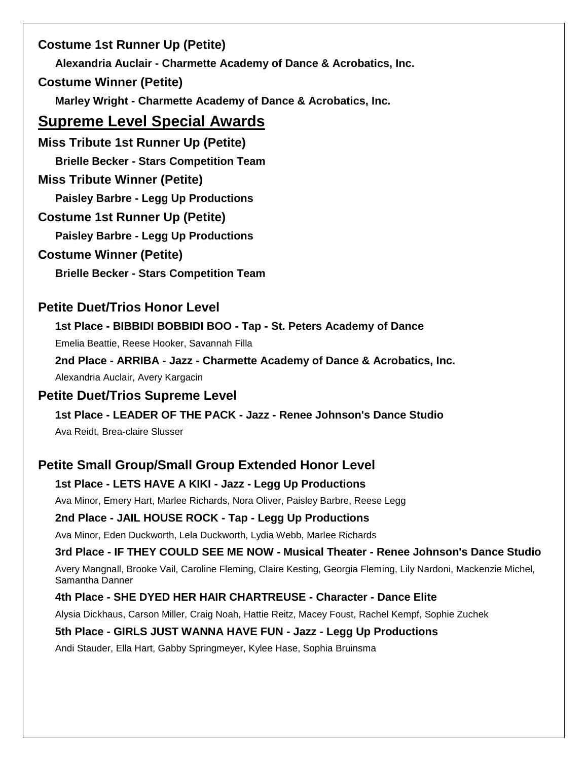**Costume 1st Runner Up (Petite)**

**Alexandria Auclair - Charmette Academy of Dance & Acrobatics, Inc.**

**Costume Winner (Petite)**

**Marley Wright - Charmette Academy of Dance & Acrobatics, Inc.**

## Supreme Level Special Awards

**Miss Tribute 1st Runner Up (Petite)**

**Brielle Becker - Stars Competition Team**

**Miss Tribute Winner (Petite)**

**Paisley Barbre - Legg Up Productions**

**Costume 1st Runner Up (Petite)**

**Paisley Barbre - Legg Up Productions**

**Costume Winner (Petite)**

**Brielle Becker - Stars Competition Team**

### Petite Duet/Trios Honor Level

**1st Place - BIBBIDI BOBBIDI BOO - Tap - St. Peters Academy of Dance**

Emelia Beattie, Reese Hooker, Savannah Filla

**2nd Place - ARRIBA - Jazz - Charmette Academy of Dance & Acrobatics, Inc.**

Alexandria Auclair, Avery Kargacin

### Petite Duet/Trios Supreme Level

**1st Place - LEADER OF THE PACK - Jazz - Renee Johnson's Dance Studio**

Ava Reidt, Brea-claire Slusser

### Petite Small Group/Small Group Extended Honor Level

**1st Place - LETS HAVE A KIKI - Jazz - Legg Up Productions**

Ava Minor, Emery Hart, Marlee Richards, Nora Oliver, Paisley Barbre, Reese Legg

**2nd Place - JAIL HOUSE ROCK - Tap - Legg Up Productions**

Ava Minor, Eden Duckworth, Lela Duckworth, Lydia Webb, Marlee Richards

**3rd Place - IF THEY COULD SEE ME NOW - Musical Theater - Renee Johnson's Dance Studio**

Avery Mangnall, Brooke Vail, Caroline Fleming, Claire Kesting, Georgia Fleming, Lily Nardoni, Mackenzie Michel, Samantha Danner

**4th Place - SHE DYED HER HAIR CHARTREUSE - Character - Dance Elite**

Alysia Dickhaus, Carson Miller, Craig Noah, Hattie Reitz, Macey Foust, Rachel Kempf, Sophie Zuchek

**5th Place - GIRLS JUST WANNA HAVE FUN - Jazz - Legg Up Productions**

Andi Stauder, Ella Hart, Gabby Springmeyer, Kylee Hase, Sophia Bruinsma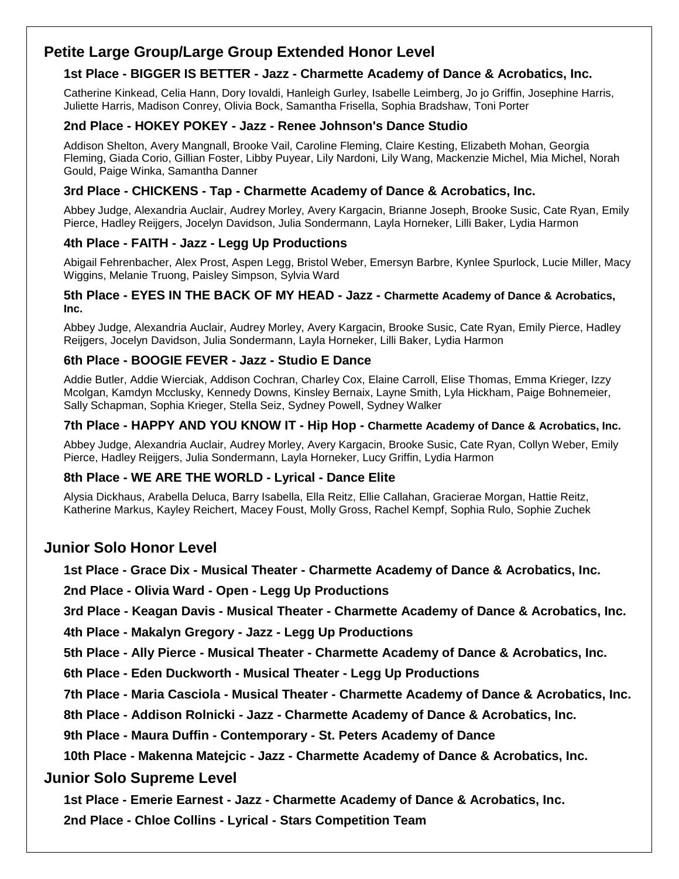## Petite Large Group/Large Group Extended Honor Level

### 1st Place - BIGGER IS BETTER - Jazz - Charmette Academy of Dance & Acrobatics, Inc.

Catherine Kinkead, Celia Hann, Dory Iovaldi, Hanleigh Gurley, Isabelle Leimberg, Jo jo Griffin, Josephine Harris, Juliette Harris, Madison Conrey, Olivia Bock, Samantha Frisella, Sophia Bradshaw, Toni Porter

### 2nd Place - HOKEY POKEY - Jazz - Renee Johnson's Dance Studio

Addison Shelton, Avery Mangnall, Brooke Vail, Caroline Fleming, Claire Kesting, Elizabeth Mohan, Georgia Fleming, Giada Corio, Gillian Foster, Libby Puyear, Lily Nardoni, Lily Wang, Mackenzie Michel, Mia Michel, Norah Gould, Paige Winka, Samantha Danner

### 3rd Place - CHICKENS - Tap - Charmette Academy of Dance & Acrobatics, Inc.

Abbey Judge, Alexandria Auclair, Audrey Morley, Avery Kargacin, Brianne Joseph, Brooke Susic, Cate Ryan, Emily Pierce, Hadley Reijgers, Jocelyn Davidson, Julia Sondermann, Layla Horneker, Lilli Baker, Lydia Harmon

### 4th Place - FAITH - Jazz - Legg Up Productions

Abigail Fehrenbacher, Alex Prost, Aspen Legg, Bristol Weber, Emersyn Barbre, Kynlee Spurlock, Lucie Miller, Macy Wiggins, Melanie Truong, Paisley Simpson, Sylvia Ward

### 5th Place - EYES IN THE BACK OF MY HEAD - Jazz - Charmette Academy of Dance & Acrobatics, Inc.

Abbey Judge, Alexandria Auclair, Audrey Morley, Avery Kargacin, Brooke Susic, Cate Ryan, Emily Pierce, Hadley Reijgers, Jocelyn Davidson, Julia Sondermann, Layla Horneker, Lilli Baker, Lydia Harmon

### 6th Place - BOOGIE FEVER - Jazz - Studio E Dance

Addie Butler, Addie Wierciak, Addison Cochran, Charley Cox, Elaine Carroll, Elise Thomas, Emma Krieger, Izzy Mcolgan, Kamdyn Mcclusky, Kennedy Downs, Kinsley Bernaix, Layne Smith, Lyla Hickham, Paige Bohnemeier, Sally Schapman, Sophia Krieger, Stella Seiz, Sydney Powell, Sydney Walker

### 7th Place - HAPPY AND YOU KNOW IT - Hip Hop - Charmette Academy of Dance & Acrobatics, Inc.

Abbey Judge, Alexandria Auclair, Audrey Morley, Avery Kargacin, Brooke Susic, Cate Ryan, Collyn Weber, Emily Pierce, Hadley Reijgers, Julia Sondermann, Layla Horneker, Lucy Griffin, Lydia Harmon

### 8th Place - WE ARE THE WORLD - Lyrical - Dance Elite

Alysia Dickhaus, Arabella Deluca, Barry Isabella, Ella Reitz, Ellie Callahan, Gracierae Morgan, Hattie Reitz, Katherine Markus, Kayley Reichert, Macey Foust, Molly Gross, Rachel Kempf, Sophia Rulo, Sophie Zuchek

## Junior Solo Honor Level

**1st Place - Grace Dix - Musical Theater - Charmette Academy of Dance & Acrobatics, Inc.**

**2nd Place - Olivia Ward - Open - Legg Up Productions**

**3rd Place - Keagan Davis - Musical Theater - Charmette Academy of Dance & Acrobatics, Inc.**

**4th Place - Makalyn Gregory - Jazz - Legg Up Productions**

**5th Place - Ally Pierce - Musical Theater - Charmette Academy of Dance & Acrobatics, Inc.**

**6th Place - Eden Duckworth - Musical Theater - Legg Up Productions**

**7th Place - Maria Casciola - Musical Theater - Charmette Academy of Dance & Acrobatics, Inc.**

**8th Place - Addison Rolnicki - Jazz - Charmette Academy of Dance & Acrobatics, Inc.**

**9th Place - Maura Duffin - Contemporary - St. Peters Academy of Dance**

**10th Place - Makenna Matejcic - Jazz - Charmette Academy of Dance & Acrobatics, Inc.**

## Junior Solo Supreme Level

**1st Place - Emerie Earnest - Jazz - Charmette Academy of Dance & Acrobatics, Inc.**

**2nd Place - Chloe Collins - Lyrical - Stars Competition Team**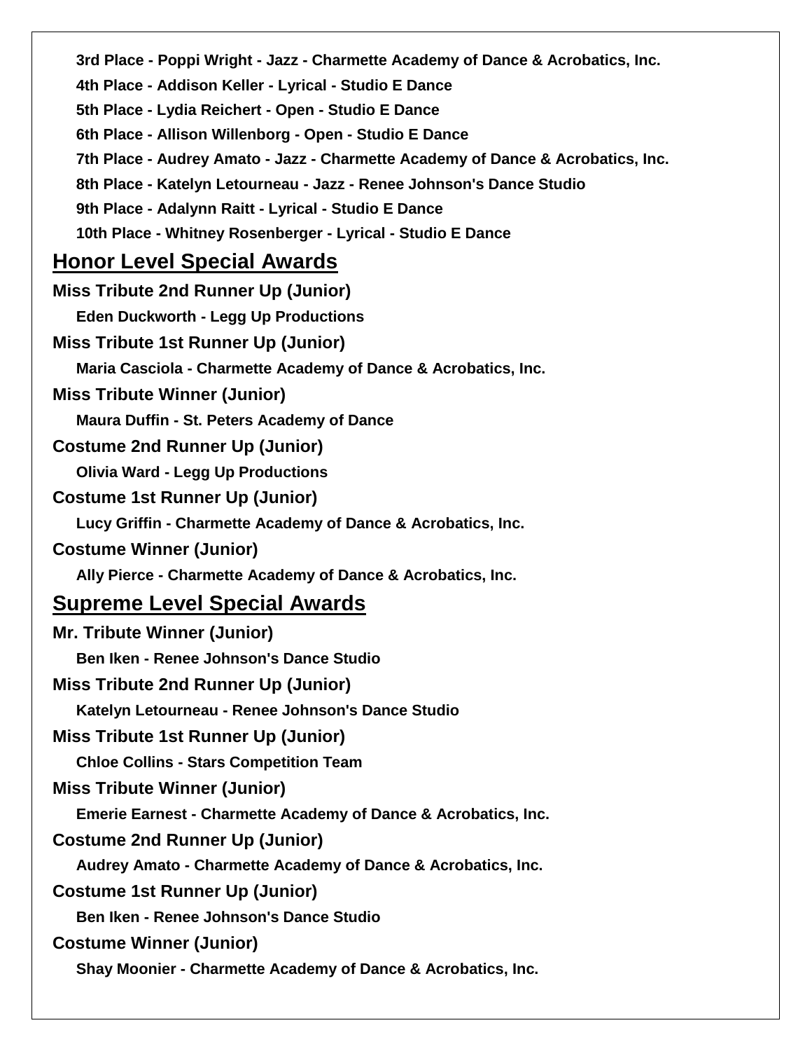**3rd Place - Poppi Wright - Jazz - Charmette Academy of Dance & Acrobatics, Inc.**

**4th Place - Addison Keller - Lyrical - Studio E Dance**

**5th Place - Lydia Reichert - Open - Studio E Dance**

**6th Place - Allison Willenborg - Open - Studio E Dance**

**7th Place - Audrey Amato - Jazz - Charmette Academy of Dance & Acrobatics, Inc.**

**8th Place - Katelyn Letourneau - Jazz - Renee Johnson's Dance Studio**

**9th Place - Adalynn Raitt - Lyrical - Studio E Dance**

**10th Place - Whitney Rosenberger - Lyrical - Studio E Dance**

## Honor Level Special Awards

**Miss Tribute 2nd Runner Up (Junior)**

**Eden Duckworth - Legg Up Productions**

**Miss Tribute 1st Runner Up (Junior)**

**Maria Casciola - Charmette Academy of Dance & Acrobatics, Inc.**

**Miss Tribute Winner (Junior)**

**Maura Duffin - St. Peters Academy of Dance**

**Costume 2nd Runner Up (Junior)**

**Olivia Ward - Legg Up Productions**

**Costume 1st Runner Up (Junior)**

**Lucy Griffin - Charmette Academy of Dance & Acrobatics, Inc.**

**Costume Winner (Junior)**

**Ally Pierce - Charmette Academy of Dance & Acrobatics, Inc.**

## Supreme Level Special Awards

**Mr. Tribute Winner (Junior)**

**Ben Iken - Renee Johnson's Dance Studio**

**Miss Tribute 2nd Runner Up (Junior)**

**Katelyn Letourneau - Renee Johnson's Dance Studio**

**Miss Tribute 1st Runner Up (Junior)**

**Chloe Collins - Stars Competition Team**

**Miss Tribute Winner (Junior)**

**Emerie Earnest - Charmette Academy of Dance & Acrobatics, Inc.**

**Costume 2nd Runner Up (Junior)**

**Audrey Amato - Charmette Academy of Dance & Acrobatics, Inc.**

**Costume 1st Runner Up (Junior)**

**Ben Iken - Renee Johnson's Dance Studio**

**Costume Winner (Junior)**

**Shay Moonier - Charmette Academy of Dance & Acrobatics, Inc.**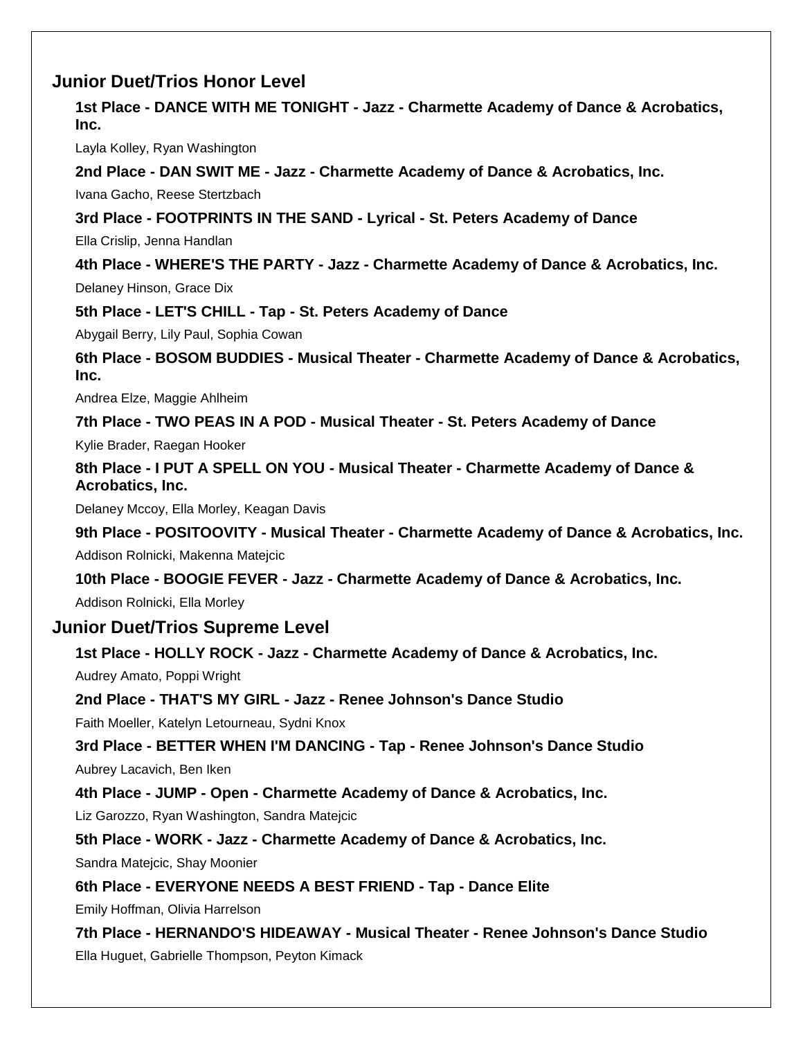## Junior Duet/Trios Honor Level

**1st Place - DANCE WITH ME TONIGHT - Jazz - Charmette Academy of Dance & Acrobatics, Inc.**

Layla Kolley, Ryan Washington

**2nd Place - DAN SWIT ME - Jazz - Charmette Academy of Dance & Acrobatics, Inc.**

Ivana Gacho, Reese Stertzbach

**3rd Place - FOOTPRINTS IN THE SAND - Lyrical - St. Peters Academy of Dance**

Ella Crislip, Jenna Handlan

**4th Place - WHERE'S THE PARTY - Jazz - Charmette Academy of Dance & Acrobatics, Inc.**

Delaney Hinson, Grace Dix

**5th Place - LET'S CHILL - Tap - St. Peters Academy of Dance**

Abygail Berry, Lily Paul, Sophia Cowan

**6th Place - BOSOM BUDDIES - Musical Theater - Charmette Academy of Dance & Acrobatics, Inc.**

Andrea Elze, Maggie Ahlheim

**7th Place - TWO PEAS IN A POD - Musical Theater - St. Peters Academy of Dance**

Kylie Brader, Raegan Hooker

**8th Place - I PUT A SPELL ON YOU - Musical Theater - Charmette Academy of Dance & Acrobatics, Inc.**

Delaney Mccoy, Ella Morley, Keagan Davis

**9th Place - POSITOOVITY - Musical Theater - Charmette Academy of Dance & Acrobatics, Inc.**

Addison Rolnicki, Makenna Matejcic

**10th Place - BOOGIE FEVER - Jazz - Charmette Academy of Dance & Acrobatics, Inc.**

Addison Rolnicki, Ella Morley

## Junior Duet/Trios Supreme Level

**1st Place - HOLLY ROCK - Jazz - Charmette Academy of Dance & Acrobatics, Inc.**

Audrey Amato, Poppi Wright

**2nd Place - THAT'S MY GIRL - Jazz - Renee Johnson's Dance Studio**

Faith Moeller, Katelyn Letourneau, Sydni Knox

**3rd Place - BETTER WHEN I'M DANCING - Tap - Renee Johnson's Dance Studio**

Aubrey Lacavich, Ben Iken

**4th Place - JUMP - Open - Charmette Academy of Dance & Acrobatics, Inc.**

Liz Garozzo, Ryan Washington, Sandra Matejcic

**5th Place - WORK - Jazz - Charmette Academy of Dance & Acrobatics, Inc.**

Sandra Matejcic, Shay Moonier

**6th Place - EVERYONE NEEDS A BEST FRIEND - Tap - Dance Elite**

Emily Hoffman, Olivia Harrelson

**7th Place - HERNANDO'S HIDEAWAY - Musical Theater - Renee Johnson's Dance Studio**

Ella Huguet, Gabrielle Thompson, Peyton Kimack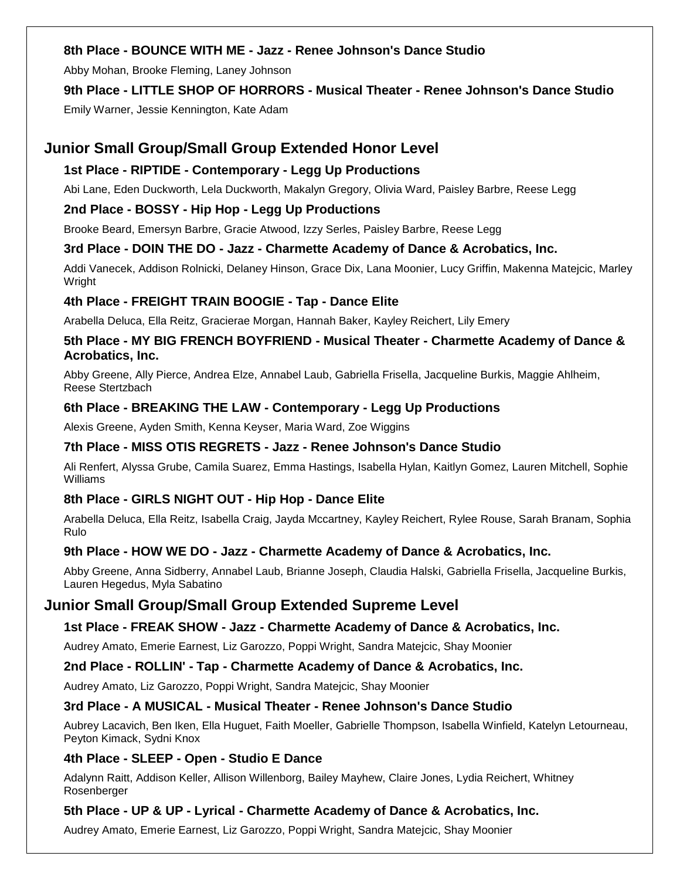### 8th Place - BOUNCE WITH ME - Jazz - Renee Johnson's Dance Studio

Abby Mohan, Brooke Fleming, Laney Johnson

### 9th Place - LITTLE SHOP OF HORRORS - Musical Theater - Renee Johnson's Dance Studio

Emily Warner, Jessie Kennington, Kate Adam

## Junior Small Group/Small Group Extended Honor Level

### 1st Place - RIPTIDE - Contemporary - Legg Up Productions

Abi Lane, Eden Duckworth, Lela Duckworth, Makalyn Gregory, Olivia Ward, Paisley Barbre, Reese Legg

### 2nd Place - BOSSY - Hip Hop - Legg Up Productions

Brooke Beard, Emersyn Barbre, Gracie Atwood, Izzy Serles, Paisley Barbre, Reese Legg

### 3rd Place - DOIN THE DO - Jazz - Charmette Academy of Dance & Acrobatics, Inc.

Addi Vanecek, Addison Rolnicki, Delaney Hinson, Grace Dix, Lana Moonier, Lucy Griffin, Makenna Matejcic, Marley Wright

### 4th Place - FREIGHT TRAIN BOOGIE - Tap - Dance Elite

Arabella Deluca, Ella Reitz, Gracierae Morgan, Hannah Baker, Kayley Reichert, Lily Emery

### 5th Place - MY BIG FRENCH BOYFRIEND - Musical Theater - Charmette Academy of Dance & Acrobatics, Inc.

Abby Greene, Ally Pierce, Andrea Elze, Annabel Laub, Gabriella Frisella, Jacqueline Burkis, Maggie Ahlheim, Reese Stertzbach

### 6th Place - BREAKING THE LAW - Contemporary - Legg Up Productions

Alexis Greene, Ayden Smith, Kenna Keyser, Maria Ward, Zoe Wiggins

### 7th Place - MISS OTIS REGRETS - Jazz - Renee Johnson's Dance Studio

Ali Renfert, Alyssa Grube, Camila Suarez, Emma Hastings, Isabella Hylan, Kaitlyn Gomez, Lauren Mitchell, Sophie Williams

### 8th Place - GIRLS NIGHT OUT - Hip Hop - Dance Elite

Arabella Deluca, Ella Reitz, Isabella Craig, Jayda Mccartney, Kayley Reichert, Rylee Rouse, Sarah Branam, Sophia Rulo

### 9th Place - HOW WE DO - Jazz - Charmette Academy of Dance & Acrobatics, Inc.

Abby Greene, Anna Sidberry, Annabel Laub, Brianne Joseph, Claudia Halski, Gabriella Frisella, Jacqueline Burkis, Lauren Hegedus, Myla Sabatino

## Junior Small Group/Small Group Extended Supreme Level

### 1st Place - FREAK SHOW - Jazz - Charmette Academy of Dance & Acrobatics, Inc.

Audrey Amato, Emerie Earnest, Liz Garozzo, Poppi Wright, Sandra Matejcic, Shay Moonier

### 2nd Place - ROLLIN' - Tap - Charmette Academy of Dance & Acrobatics, Inc.

Audrey Amato, Liz Garozzo, Poppi Wright, Sandra Matejcic, Shay Moonier

### 3rd Place - A MUSICAL - Musical Theater - Renee Johnson's Dance Studio

Aubrey Lacavich, Ben Iken, Ella Huguet, Faith Moeller, Gabrielle Thompson, Isabella Winfield, Katelyn Letourneau, Peyton Kimack, Sydni Knox

### 4th Place - SLEEP - Open - Studio E Dance

Adalynn Raitt, Addison Keller, Allison Willenborg, Bailey Mayhew, Claire Jones, Lydia Reichert, Whitney Rosenberger

### 5th Place - UP & UP - Lyrical - Charmette Academy of Dance & Acrobatics, Inc.

Audrey Amato, Emerie Earnest, Liz Garozzo, Poppi Wright, Sandra Matejcic, Shay Moonier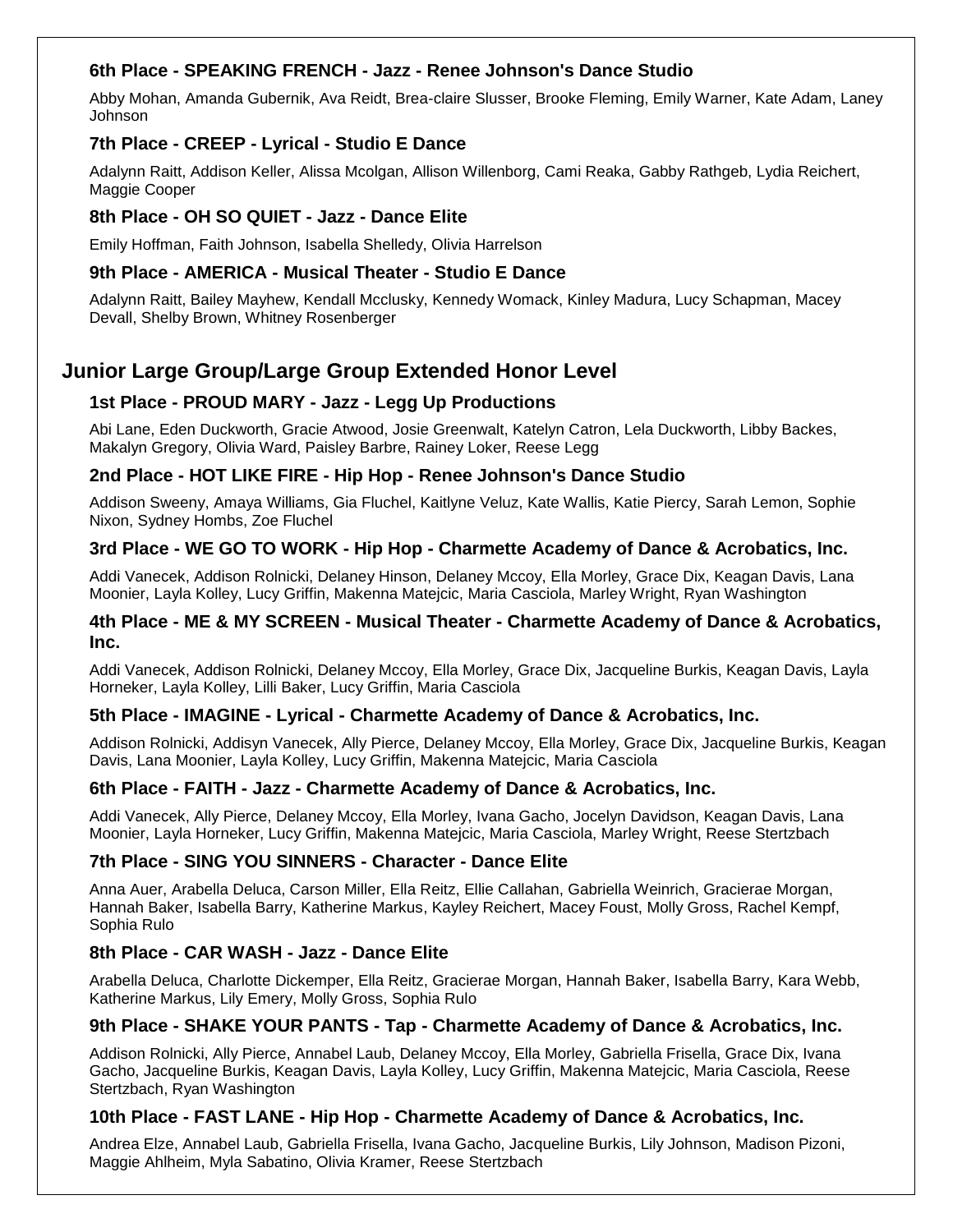### 6th Place - SPEAKING FRENCH - Jazz - Renee Johnson's Dance Studio

Abby Mohan, Amanda Gubernik, Ava Reidt, Brea-claire Slusser, Brooke Fleming, Emily Warner, Kate Adam, Laney Johnson

### 7th Place - CREEP - Lyrical - Studio E Dance

Adalynn Raitt, Addison Keller, Alissa Mcolgan, Allison Willenborg, Cami Reaka, Gabby Rathgeb, Lydia Reichert, Maggie Cooper

### 8th Place - OH SO QUIET - Jazz - Dance Elite

Emily Hoffman, Faith Johnson, Isabella Shelledy, Olivia Harrelson

### 9th Place - AMERICA - Musical Theater - Studio E Dance

Adalynn Raitt, Bailey Mayhew, Kendall Mcclusky, Kennedy Womack, Kinley Madura, Lucy Schapman, Macey Devall, Shelby Brown, Whitney Rosenberger

## Junior Large Group/Large Group Extended Honor Level

### 1st Place - PROUD MARY - Jazz - Legg Up Productions

Abi Lane, Eden Duckworth, Gracie Atwood, Josie Greenwalt, Katelyn Catron, Lela Duckworth, Libby Backes, Makalyn Gregory, Olivia Ward, Paisley Barbre, Rainey Loker, Reese Legg

### 2nd Place - HOT LIKE FIRE - Hip Hop - Renee Johnson's Dance Studio

Addison Sweeny, Amaya Williams, Gia Fluchel, Kaitlyne Veluz, Kate Wallis, Katie Piercy, Sarah Lemon, Sophie Nixon, Sydney Hombs, Zoe Fluchel

### 3rd Place - WE GO TO WORK - Hip Hop - Charmette Academy of Dance & Acrobatics, Inc.

Addi Vanecek, Addison Rolnicki, Delaney Hinson, Delaney Mccoy, Ella Morley, Grace Dix, Keagan Davis, Lana Moonier, Layla Kolley, Lucy Griffin, Makenna Matejcic, Maria Casciola, Marley Wright, Ryan Washington

### 4th Place - ME & MY SCREEN - Musical Theater - Charmette Academy of Dance & Acrobatics, Inc.

Addi Vanecek, Addison Rolnicki, Delaney Mccoy, Ella Morley, Grace Dix, Jacqueline Burkis, Keagan Davis, Layla Horneker, Layla Kolley, Lilli Baker, Lucy Griffin, Maria Casciola

### 5th Place - IMAGINE - Lyrical - Charmette Academy of Dance & Acrobatics, Inc.

Addison Rolnicki, Addisyn Vanecek, Ally Pierce, Delaney Mccoy, Ella Morley, Grace Dix, Jacqueline Burkis, Keagan Davis, Lana Moonier, Layla Kolley, Lucy Griffin, Makenna Matejcic, Maria Casciola

### 6th Place - FAITH - Jazz - Charmette Academy of Dance & Acrobatics, Inc.

Addi Vanecek, Ally Pierce, Delaney Mccoy, Ella Morley, Ivana Gacho, Jocelyn Davidson, Keagan Davis, Lana Moonier, Layla Horneker, Lucy Griffin, Makenna Matejcic, Maria Casciola, Marley Wright, Reese Stertzbach

### 7th Place - SING YOU SINNERS - Character - Dance Elite

Anna Auer, Arabella Deluca, Carson Miller, Ella Reitz, Ellie Callahan, Gabriella Weinrich, Gracierae Morgan, Hannah Baker, Isabella Barry, Katherine Markus, Kayley Reichert, Macey Foust, Molly Gross, Rachel Kempf, Sophia Rulo

### 8th Place - CAR WASH - Jazz - Dance Elite

Arabella Deluca, Charlotte Dickemper, Ella Reitz, Gracierae Morgan, Hannah Baker, Isabella Barry, Kara Webb, Katherine Markus, Lily Emery, Molly Gross, Sophia Rulo

### 9th Place - SHAKE YOUR PANTS - Tap - Charmette Academy of Dance & Acrobatics, Inc.

Addison Rolnicki, Ally Pierce, Annabel Laub, Delaney Mccoy, Ella Morley, Gabriella Frisella, Grace Dix, Ivana Gacho, Jacqueline Burkis, Keagan Davis, Layla Kolley, Lucy Griffin, Makenna Matejcic, Maria Casciola, Reese Stertzbach, Ryan Washington

### 10th Place - FAST LANE - Hip Hop - Charmette Academy of Dance & Acrobatics, Inc.

Andrea Elze, Annabel Laub, Gabriella Frisella, Ivana Gacho, Jacqueline Burkis, Lily Johnson, Madison Pizoni, Maggie Ahlheim, Myla Sabatino, Olivia Kramer, Reese Stertzbach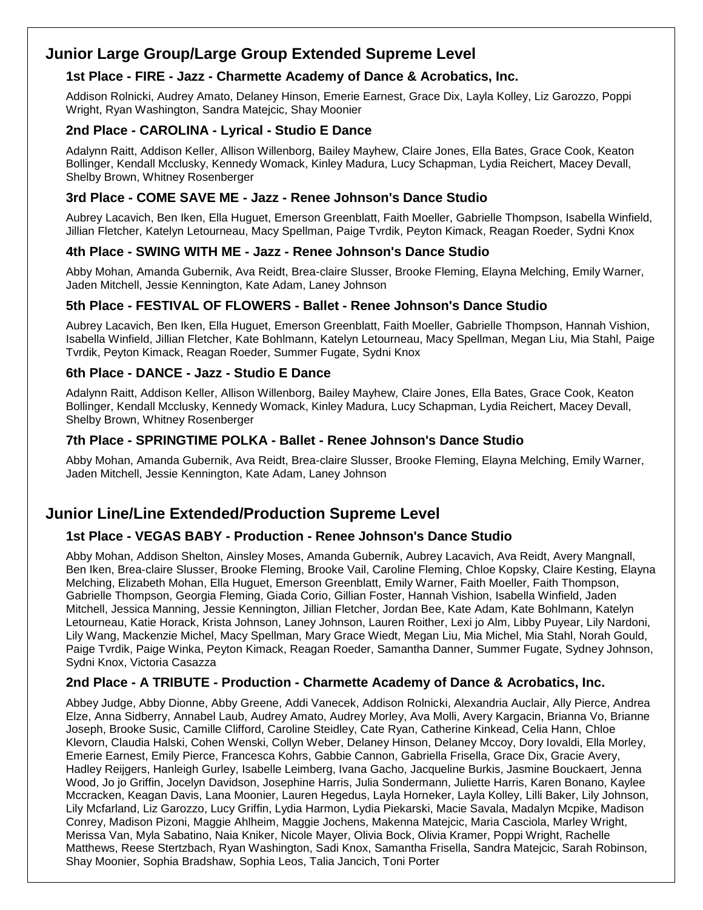## Junior Large Group/Large Group Extended Supreme Level

### 1st Place - FIRE - Jazz - Charmette Academy of Dance & Acrobatics, Inc.

Addison Rolnicki, Audrey Amato, Delaney Hinson, Emerie Earnest, Grace Dix, Layla Kolley, Liz Garozzo, Poppi Wright, Ryan Washington, Sandra Matejcic, Shay Moonier

### 2nd Place - CAROLINA - Lyrical - Studio E Dance

Adalynn Raitt, Addison Keller, Allison Willenborg, Bailey Mayhew, Claire Jones, Ella Bates, Grace Cook, Keaton Bollinger, Kendall Mcclusky, Kennedy Womack, Kinley Madura, Lucy Schapman, Lydia Reichert, Macey Devall, Shelby Brown, Whitney Rosenberger

### 3rd Place - COME SAVE ME - Jazz - Renee Johnson's Dance Studio

Aubrey Lacavich, Ben Iken, Ella Huguet, Emerson Greenblatt, Faith Moeller, Gabrielle Thompson, Isabella Winfield, Jillian Fletcher, Katelyn Letourneau, Macy Spellman, Paige Tvrdik, Peyton Kimack, Reagan Roeder, Sydni Knox

### 4th Place - SWING WITH ME - Jazz - Renee Johnson's Dance Studio

Abby Mohan, Amanda Gubernik, Ava Reidt, Brea-claire Slusser, Brooke Fleming, Elayna Melching, Emily Warner, Jaden Mitchell, Jessie Kennington, Kate Adam, Laney Johnson

### 5th Place - FESTIVAL OF FLOWERS - Ballet - Renee Johnson's Dance Studio

Aubrey Lacavich, Ben Iken, Ella Huguet, Emerson Greenblatt, Faith Moeller, Gabrielle Thompson, Hannah Vishion, Isabella Winfield, Jillian Fletcher, Kate Bohlmann, Katelyn Letourneau, Macy Spellman, Megan Liu, Mia Stahl, Paige Tvrdik, Peyton Kimack, Reagan Roeder, Summer Fugate, Sydni Knox

### 6th Place - DANCE - Jazz - Studio E Dance

Adalynn Raitt, Addison Keller, Allison Willenborg, Bailey Mayhew, Claire Jones, Ella Bates, Grace Cook, Keaton Bollinger, Kendall Mcclusky, Kennedy Womack, Kinley Madura, Lucy Schapman, Lydia Reichert, Macey Devall, Shelby Brown, Whitney Rosenberger

### 7th Place - SPRINGTIME POLKA - Ballet - Renee Johnson's Dance Studio

Abby Mohan, Amanda Gubernik, Ava Reidt, Brea-claire Slusser, Brooke Fleming, Elayna Melching, Emily Warner, Jaden Mitchell, Jessie Kennington, Kate Adam, Laney Johnson

## Junior Line/Line Extended/Production Supreme Level

### 1st Place - VEGAS BABY - Production - Renee Johnson's Dance Studio

Abby Mohan, Addison Shelton, Ainsley Moses, Amanda Gubernik, Aubrey Lacavich, Ava Reidt, Avery Mangnall, Ben Iken, Brea-claire Slusser, Brooke Fleming, Brooke Vail, Caroline Fleming, Chloe Kopsky, Claire Kesting, Elayna Melching, Elizabeth Mohan, Ella Huguet, Emerson Greenblatt, Emily Warner, Faith Moeller, Faith Thompson, Gabrielle Thompson, Georgia Fleming, Giada Corio, Gillian Foster, Hannah Vishion, Isabella Winfield, Jaden Mitchell, Jessica Manning, Jessie Kennington, Jillian Fletcher, Jordan Bee, Kate Adam, Kate Bohlmann, Katelyn Letourneau, Katie Horack, Krista Johnson, Laney Johnson, Lauren Roither, Lexi jo Alm, Libby Puyear, Lily Nardoni, Lily Wang, Mackenzie Michel, Macy Spellman, Mary Grace Wiedt, Megan Liu, Mia Michel, Mia Stahl, Norah Gould, Paige Tvrdik, Paige Winka, Peyton Kimack, Reagan Roeder, Samantha Danner, Summer Fugate, Sydney Johnson, Sydni Knox, Victoria Casazza

### 2nd Place - A TRIBUTE - Production - Charmette Academy of Dance & Acrobatics, Inc.

Abbey Judge, Abby Dionne, Abby Greene, Addi Vanecek, Addison Rolnicki, Alexandria Auclair, Ally Pierce, Andrea Elze, Anna Sidberry, Annabel Laub, Audrey Amato, Audrey Morley, Ava Molli, Avery Kargacin, Brianna Vo, Brianne Joseph, Brooke Susic, Camille Clifford, Caroline Steidley, Cate Ryan, Catherine Kinkead, Celia Hann, Chloe Klevorn, Claudia Halski, Cohen Wenski, Collyn Weber, Delaney Hinson, Delaney Mccoy, Dory Iovaldi, Ella Morley, Emerie Earnest, Emily Pierce, Francesca Kohrs, Gabbie Cannon, Gabriella Frisella, Grace Dix, Gracie Avery, Hadley Reijgers, Hanleigh Gurley, Isabelle Leimberg, Ivana Gacho, Jacqueline Burkis, Jasmine Bouckaert, Jenna Wood, Jo jo Griffin, Jocelyn Davidson, Josephine Harris, Julia Sondermann, Juliette Harris, Karen Bonano, Kaylee Mccracken, Keagan Davis, Lana Moonier, Lauren Hegedus, Layla Horneker, Layla Kolley, Lilli Baker, Lily Johnson, Lily Mcfarland, Liz Garozzo, Lucy Griffin, Lydia Harmon, Lydia Piekarski, Macie Savala, Madalyn Mcpike, Madison Conrey, Madison Pizoni, Maggie Ahlheim, Maggie Jochens, Makenna Matejcic, Maria Casciola, Marley Wright, Merissa Van, Myla Sabatino, Naia Kniker, Nicole Mayer, Olivia Bock, Olivia Kramer, Poppi Wright, Rachelle Matthews, Reese Stertzbach, Ryan Washington, Sadi Knox, Samantha Frisella, Sandra Matejcic, Sarah Robinson, Shay Moonier, Sophia Bradshaw, Sophia Leos, Talia Jancich, Toni Porter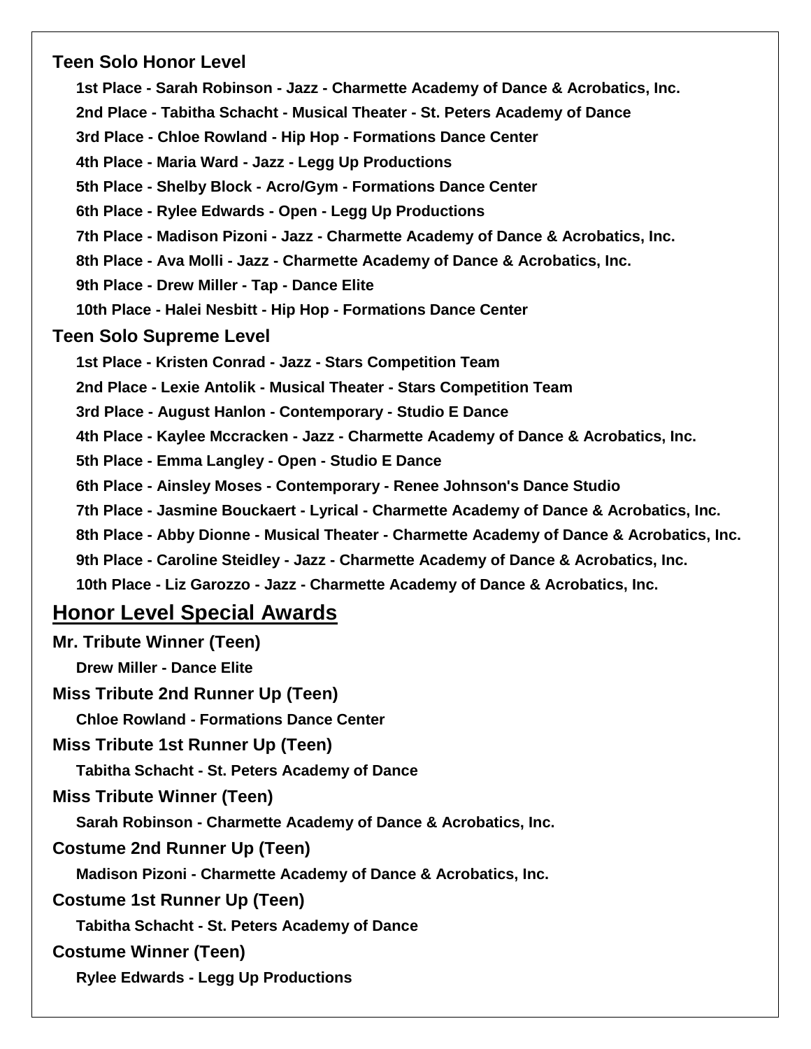### Teen Solo Honor Level

**1st Place - Sarah Robinson - Jazz - Charmette Academy of Dance & Acrobatics, Inc.**

**2nd Place - Tabitha Schacht - Musical Theater - St. Peters Academy of Dance**

**3rd Place - Chloe Rowland - Hip Hop - Formations Dance Center**

**4th Place - Maria Ward - Jazz - Legg Up Productions**

**5th Place - Shelby Block - Acro/Gym - Formations Dance Center**

**6th Place - Rylee Edwards - Open - Legg Up Productions**

**7th Place - Madison Pizoni - Jazz - Charmette Academy of Dance & Acrobatics, Inc.**

**8th Place - Ava Molli - Jazz - Charmette Academy of Dance & Acrobatics, Inc.**

**9th Place - Drew Miller - Tap - Dance Elite**

**10th Place - Halei Nesbitt - Hip Hop - Formations Dance Center**

### Teen Solo Supreme Level

**1st Place - Kristen Conrad - Jazz - Stars Competition Team**

**2nd Place - Lexie Antolik - Musical Theater - Stars Competition Team**

**3rd Place - August Hanlon - Contemporary - Studio E Dance**

**4th Place - Kaylee Mccracken - Jazz - Charmette Academy of Dance & Acrobatics, Inc.**

**5th Place - Emma Langley - Open - Studio E Dance**

**6th Place - Ainsley Moses - Contemporary - Renee Johnson's Dance Studio**

**7th Place - Jasmine Bouckaert - Lyrical - Charmette Academy of Dance & Acrobatics, Inc.**

**8th Place - Abby Dionne - Musical Theater - Charmette Academy of Dance & Acrobatics, Inc.**

**9th Place - Caroline Steidley - Jazz - Charmette Academy of Dance & Acrobatics, Inc.**

**10th Place - Liz Garozzo - Jazz - Charmette Academy of Dance & Acrobatics, Inc.**

## Honor Level Special Awards

### Mr. Tribute Winner (Teen)

**Drew Miller - Dance Elite**

### Miss Tribute 2nd Runner Up (Teen)

**Chloe Rowland - Formations Dance Center**

### Miss Tribute 1st Runner Up (Teen)

**Tabitha Schacht - St. Peters Academy of Dance**

### Miss Tribute Winner (Teen)

**Sarah Robinson - Charmette Academy of Dance & Acrobatics, Inc.**

### Costume 2nd Runner Up (Teen)

**Madison Pizoni - Charmette Academy of Dance & Acrobatics, Inc.**

### Costume 1st Runner Up (Teen)

**Tabitha Schacht - St. Peters Academy of Dance**

### Costume Winner (Teen)

**Rylee Edwards - Legg Up Productions**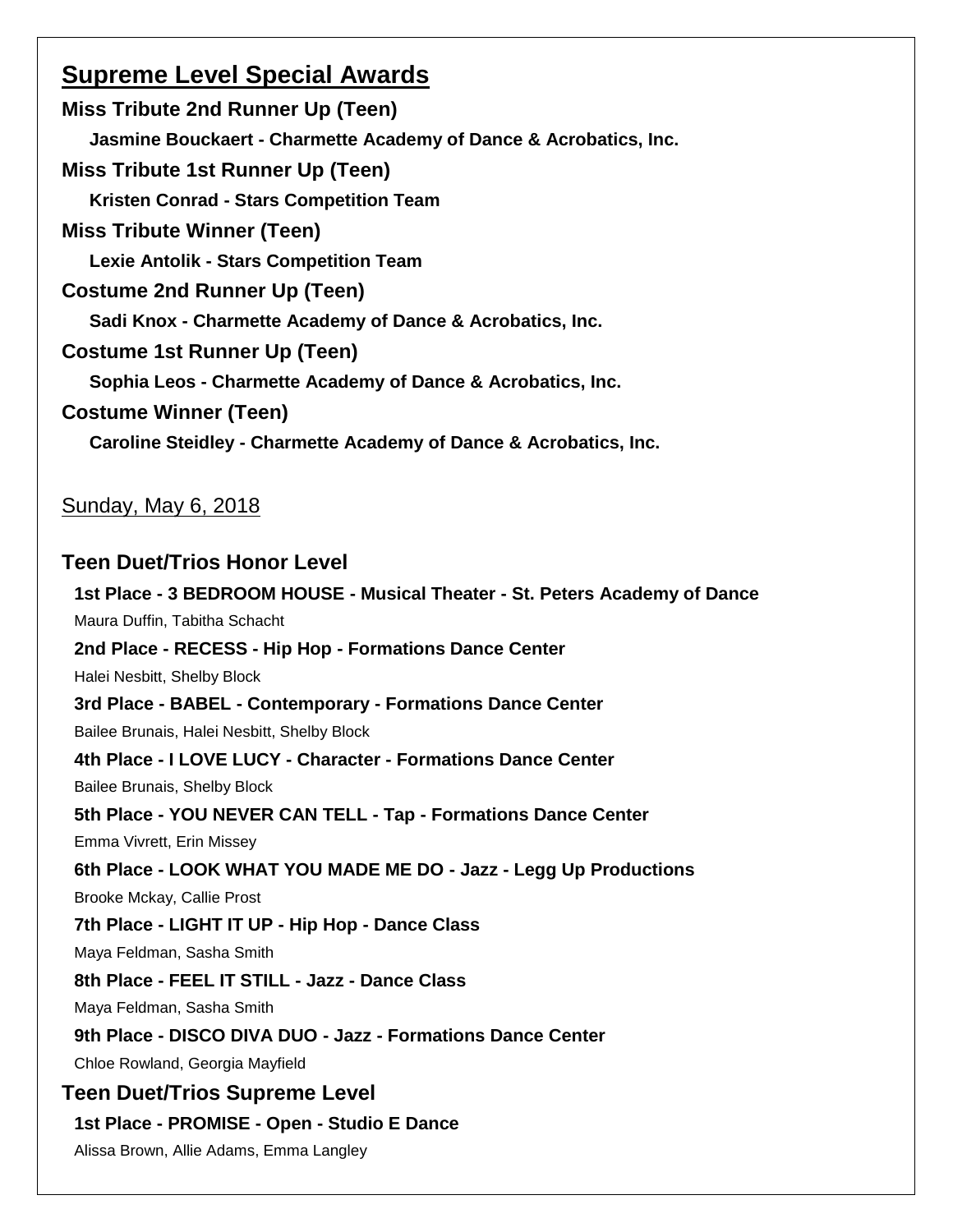## Supreme Level Special Awards

### Miss Tribute 2nd Runner Up (Teen)

**Jasmine Bouckaert - Charmette Academy of Dance & Acrobatics, Inc.**

### Miss Tribute 1st Runner Up (Teen)

**Kristen Conrad - Stars Competition Team**

### Miss Tribute Winner (Teen)

**Lexie Antolik - Stars Competition Team**

### Costume 2nd Runner Up (Teen)

**Sadi Knox - Charmette Academy of Dance & Acrobatics, Inc.**

### Costume 1st Runner Up (Teen)

**Sophia Leos - Charmette Academy of Dance & Acrobatics, Inc.**

### Costume Winner (Teen)

**Caroline Steidley - Charmette Academy of Dance & Acrobatics, Inc.**

Sunday, May 6, 2018

### Teen Duet/Trios Honor Level

**1st Place - 3 BEDROOM HOUSE - Musical Theater - St. Peters Academy of Dance**
Maura Duffin, Tabitha Schacht

**2nd Place - RECESS - Hip Hop - Formations Dance Center**
Halei Nesbitt, Shelby Block

**3rd Place - BABEL - Contemporary - Formations Dance Center**
Bailee Brunais, Halei Nesbitt, Shelby Block

**4th Place - I LOVE LUCY - Character - Formations Dance Center**
Bailee Brunais, Shelby Block

**5th Place - YOU NEVER CAN TELL - Tap - Formations Dance Center**
Emma Vivrett, Erin Missey

**6th Place - LOOK WHAT YOU MADE ME DO - Jazz - Legg Up Productions**
Brooke Mckay, Callie Prost

**7th Place - LIGHT IT UP - Hip Hop - Dance Class**
Maya Feldman, Sasha Smith

**8th Place - FEEL IT STILL - Jazz - Dance Class**
Maya Feldman, Sasha Smith

**9th Place - DISCO DIVA DUO - Jazz - Formations Dance Center**
Chloe Rowland, Georgia Mayfield

### Teen Duet/Trios Supreme Level

**1st Place - PROMISE - Open - Studio E Dance**
Alissa Brown, Allie Adams, Emma Langley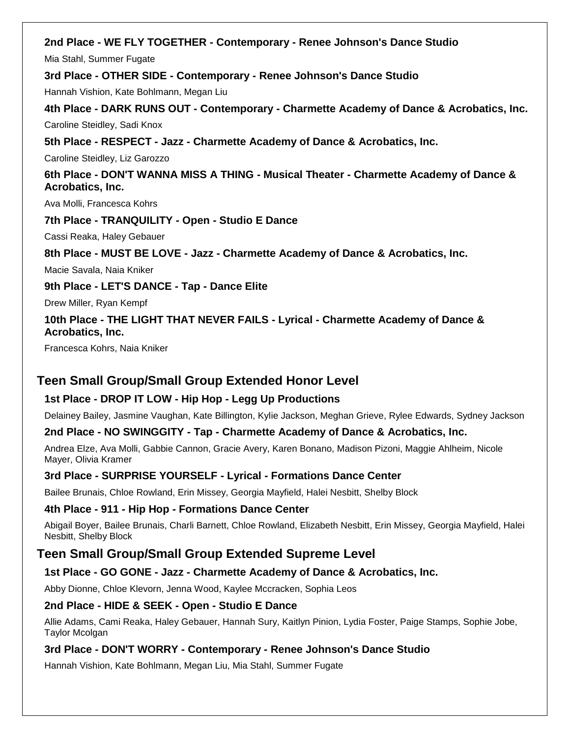**2nd Place - WE FLY TOGETHER - Contemporary - Renee Johnson's Dance Studio**

Mia Stahl, Summer Fugate

**3rd Place - OTHER SIDE - Contemporary - Renee Johnson's Dance Studio**

Hannah Vishion, Kate Bohlmann, Megan Liu

**4th Place - DARK RUNS OUT - Contemporary - Charmette Academy of Dance & Acrobatics, Inc.**

Caroline Steidley, Sadi Knox

**5th Place - RESPECT - Jazz - Charmette Academy of Dance & Acrobatics, Inc.**

Caroline Steidley, Liz Garozzo

**6th Place - DON'T WANNA MISS A THING - Musical Theater - Charmette Academy of Dance & Acrobatics, Inc.**

Ava Molli, Francesca Kohrs

**7th Place - TRANQUILITY - Open - Studio E Dance**

Cassi Reaka, Haley Gebauer

**8th Place - MUST BE LOVE - Jazz - Charmette Academy of Dance & Acrobatics, Inc.**

Macie Savala, Naia Kniker

**9th Place - LET'S DANCE - Tap - Dance Elite**

Drew Miller, Ryan Kempf

**10th Place - THE LIGHT THAT NEVER FAILS - Lyrical - Charmette Academy of Dance & Acrobatics, Inc.**

Francesca Kohrs, Naia Kniker

## Teen Small Group/Small Group Extended Honor Level

**1st Place - DROP IT LOW - Hip Hop - Legg Up Productions**

Delainey Bailey, Jasmine Vaughan, Kate Billington, Kylie Jackson, Meghan Grieve, Rylee Edwards, Sydney Jackson

**2nd Place - NO SWINGGITY - Tap - Charmette Academy of Dance & Acrobatics, Inc.**

Andrea Elze, Ava Molli, Gabbie Cannon, Gracie Avery, Karen Bonano, Madison Pizoni, Maggie Ahlheim, Nicole Mayer, Olivia Kramer

**3rd Place - SURPRISE YOURSELF - Lyrical - Formations Dance Center**

Bailee Brunais, Chloe Rowland, Erin Missey, Georgia Mayfield, Halei Nesbitt, Shelby Block

**4th Place - 911 - Hip Hop - Formations Dance Center**

Abigail Boyer, Bailee Brunais, Charli Barnett, Chloe Rowland, Elizabeth Nesbitt, Erin Missey, Georgia Mayfield, Halei Nesbitt, Shelby Block

## Teen Small Group/Small Group Extended Supreme Level

**1st Place - GO GONE - Jazz - Charmette Academy of Dance & Acrobatics, Inc.**

Abby Dionne, Chloe Klevorn, Jenna Wood, Kaylee Mccracken, Sophia Leos

**2nd Place - HIDE & SEEK - Open - Studio E Dance**

Allie Adams, Cami Reaka, Haley Gebauer, Hannah Sury, Kaitlyn Pinion, Lydia Foster, Paige Stamps, Sophie Jobe, Taylor Mcolgan

**3rd Place - DON'T WORRY - Contemporary - Renee Johnson's Dance Studio**

Hannah Vishion, Kate Bohlmann, Megan Liu, Mia Stahl, Summer Fugate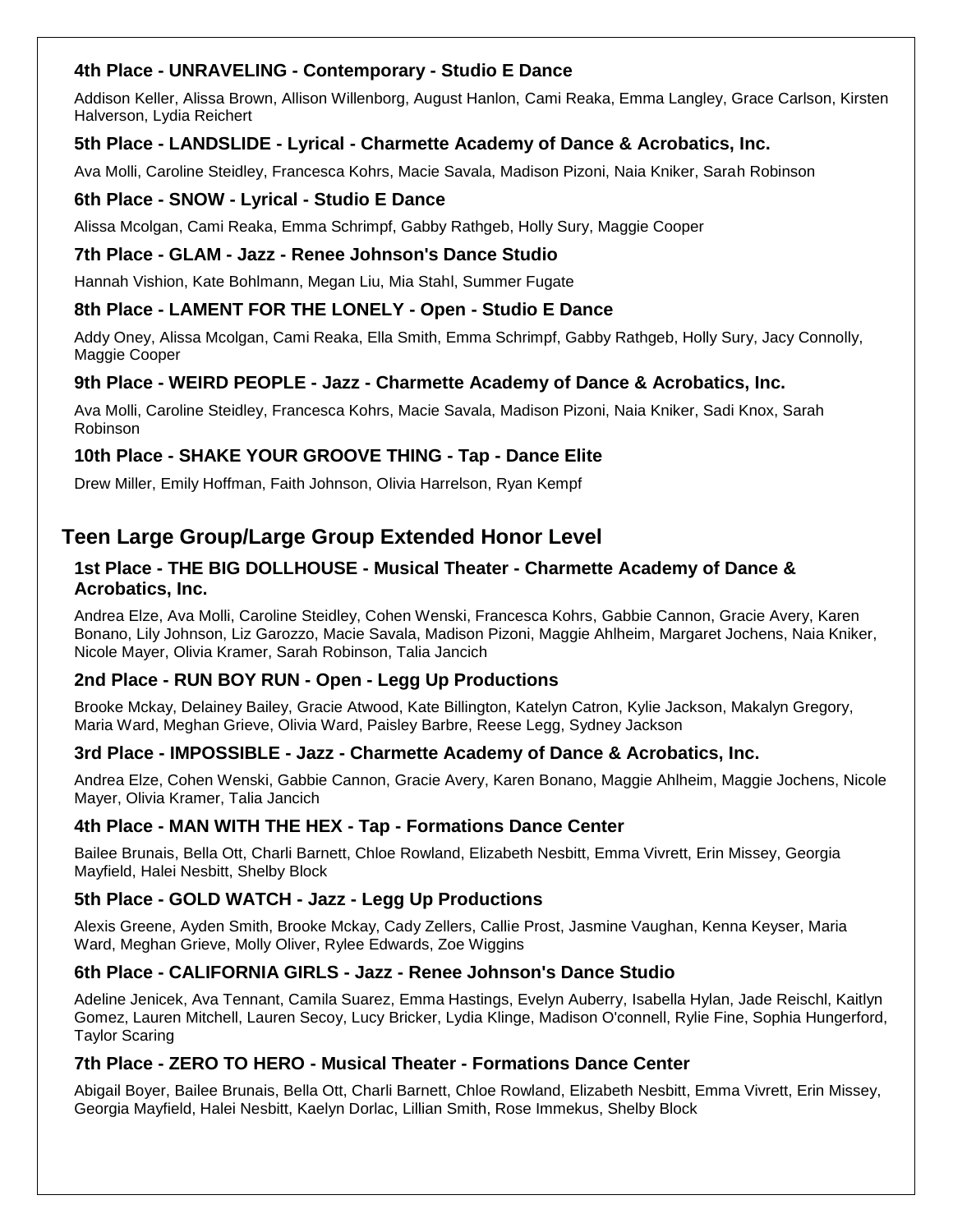### 4th Place - UNRAVELING - Contemporary - Studio E Dance

Addison Keller, Alissa Brown, Allison Willenborg, August Hanlon, Cami Reaka, Emma Langley, Grace Carlson, Kirsten Halverson, Lydia Reichert

### 5th Place - LANDSLIDE - Lyrical - Charmette Academy of Dance & Acrobatics, Inc.

Ava Molli, Caroline Steidley, Francesca Kohrs, Macie Savala, Madison Pizoni, Naia Kniker, Sarah Robinson

### 6th Place - SNOW - Lyrical - Studio E Dance

Alissa Mcolgan, Cami Reaka, Emma Schrimpf, Gabby Rathgeb, Holly Sury, Maggie Cooper

### 7th Place - GLAM - Jazz - Renee Johnson's Dance Studio

Hannah Vishion, Kate Bohlmann, Megan Liu, Mia Stahl, Summer Fugate

### 8th Place - LAMENT FOR THE LONELY - Open - Studio E Dance

Addy Oney, Alissa Mcolgan, Cami Reaka, Ella Smith, Emma Schrimpf, Gabby Rathgeb, Holly Sury, Jacy Connolly, Maggie Cooper

### 9th Place - WEIRD PEOPLE - Jazz - Charmette Academy of Dance & Acrobatics, Inc.

Ava Molli, Caroline Steidley, Francesca Kohrs, Macie Savala, Madison Pizoni, Naia Kniker, Sadi Knox, Sarah Robinson

### 10th Place - SHAKE YOUR GROOVE THING - Tap - Dance Elite

Drew Miller, Emily Hoffman, Faith Johnson, Olivia Harrelson, Ryan Kempf

## Teen Large Group/Large Group Extended Honor Level

### 1st Place - THE BIG DOLLHOUSE - Musical Theater - Charmette Academy of Dance & Acrobatics, Inc.

Andrea Elze, Ava Molli, Caroline Steidley, Cohen Wenski, Francesca Kohrs, Gabbie Cannon, Gracie Avery, Karen Bonano, Lily Johnson, Liz Garozzo, Macie Savala, Madison Pizoni, Maggie Ahlheim, Margaret Jochens, Naia Kniker, Nicole Mayer, Olivia Kramer, Sarah Robinson, Talia Jancich

### 2nd Place - RUN BOY RUN - Open - Legg Up Productions

Brooke Mckay, Delainey Bailey, Gracie Atwood, Kate Billington, Katelyn Catron, Kylie Jackson, Makalyn Gregory, Maria Ward, Meghan Grieve, Olivia Ward, Paisley Barbre, Reese Legg, Sydney Jackson

### 3rd Place - IMPOSSIBLE - Jazz - Charmette Academy of Dance & Acrobatics, Inc.

Andrea Elze, Cohen Wenski, Gabbie Cannon, Gracie Avery, Karen Bonano, Maggie Ahlheim, Maggie Jochens, Nicole Mayer, Olivia Kramer, Talia Jancich

### 4th Place - MAN WITH THE HEX - Tap - Formations Dance Center

Bailee Brunais, Bella Ott, Charli Barnett, Chloe Rowland, Elizabeth Nesbitt, Emma Vivrett, Erin Missey, Georgia Mayfield, Halei Nesbitt, Shelby Block

### 5th Place - GOLD WATCH - Jazz - Legg Up Productions

Alexis Greene, Ayden Smith, Brooke Mckay, Cady Zellers, Callie Prost, Jasmine Vaughan, Kenna Keyser, Maria Ward, Meghan Grieve, Molly Oliver, Rylee Edwards, Zoe Wiggins

### 6th Place - CALIFORNIA GIRLS - Jazz - Renee Johnson's Dance Studio

Adeline Jenicek, Ava Tennant, Camila Suarez, Emma Hastings, Evelyn Auberry, Isabella Hylan, Jade Reischl, Kaitlyn Gomez, Lauren Mitchell, Lauren Secoy, Lucy Bricker, Lydia Klinge, Madison O'connell, Rylie Fine, Sophia Hungerford, Taylor Scaring

### 7th Place - ZERO TO HERO - Musical Theater - Formations Dance Center

Abigail Boyer, Bailee Brunais, Bella Ott, Charli Barnett, Chloe Rowland, Elizabeth Nesbitt, Emma Vivrett, Erin Missey, Georgia Mayfield, Halei Nesbitt, Kaelyn Dorlac, Lillian Smith, Rose Immekus, Shelby Block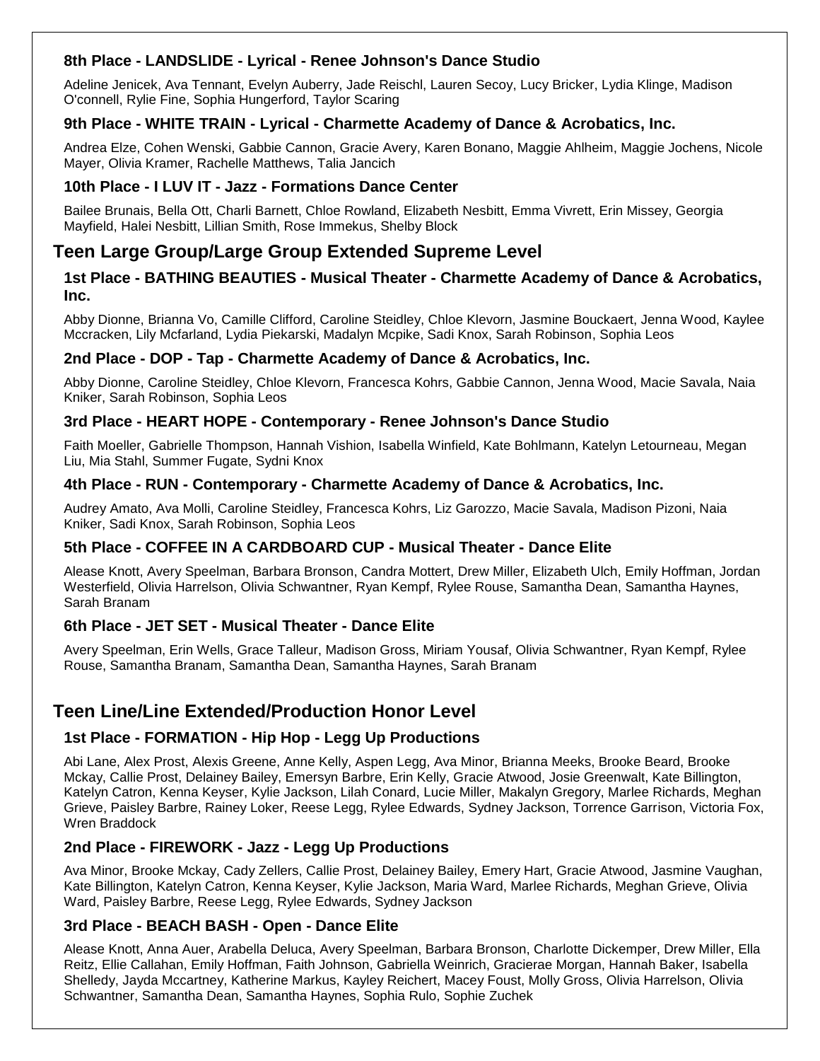### 8th Place - LANDSLIDE - Lyrical - Renee Johnson's Dance Studio

Adeline Jenicek, Ava Tennant, Evelyn Auberry, Jade Reischl, Lauren Secoy, Lucy Bricker, Lydia Klinge, Madison O'connell, Rylie Fine, Sophia Hungerford, Taylor Scaring

### 9th Place - WHITE TRAIN - Lyrical - Charmette Academy of Dance & Acrobatics, Inc.

Andrea Elze, Cohen Wenski, Gabbie Cannon, Gracie Avery, Karen Bonano, Maggie Ahlheim, Maggie Jochens, Nicole Mayer, Olivia Kramer, Rachelle Matthews, Talia Jancich

### 10th Place - I LUV IT - Jazz - Formations Dance Center

Bailee Brunais, Bella Ott, Charli Barnett, Chloe Rowland, Elizabeth Nesbitt, Emma Vivrett, Erin Missey, Georgia Mayfield, Halei Nesbitt, Lillian Smith, Rose Immekus, Shelby Block

## Teen Large Group/Large Group Extended Supreme Level

### 1st Place - BATHING BEAUTIES - Musical Theater - Charmette Academy of Dance & Acrobatics, Inc.

Abby Dionne, Brianna Vo, Camille Clifford, Caroline Steidley, Chloe Klevorn, Jasmine Bouckaert, Jenna Wood, Kaylee Mccracken, Lily Mcfarland, Lydia Piekarski, Madalyn Mcpike, Sadi Knox, Sarah Robinson, Sophia Leos

### 2nd Place - DOP - Tap - Charmette Academy of Dance & Acrobatics, Inc.

Abby Dionne, Caroline Steidley, Chloe Klevorn, Francesca Kohrs, Gabbie Cannon, Jenna Wood, Macie Savala, Naia Kniker, Sarah Robinson, Sophia Leos

### 3rd Place - HEART HOPE - Contemporary - Renee Johnson's Dance Studio

Faith Moeller, Gabrielle Thompson, Hannah Vishion, Isabella Winfield, Kate Bohlmann, Katelyn Letourneau, Megan Liu, Mia Stahl, Summer Fugate, Sydni Knox

### 4th Place - RUN - Contemporary - Charmette Academy of Dance & Acrobatics, Inc.

Audrey Amato, Ava Molli, Caroline Steidley, Francesca Kohrs, Liz Garozzo, Macie Savala, Madison Pizoni, Naia Kniker, Sadi Knox, Sarah Robinson, Sophia Leos

### 5th Place - COFFEE IN A CARDBOARD CUP - Musical Theater - Dance Elite

Alease Knott, Avery Speelman, Barbara Bronson, Candra Mottert, Drew Miller, Elizabeth Ulch, Emily Hoffman, Jordan Westerfield, Olivia Harrelson, Olivia Schwantner, Ryan Kempf, Rylee Rouse, Samantha Dean, Samantha Haynes, Sarah Branam

### 6th Place - JET SET - Musical Theater - Dance Elite

Avery Speelman, Erin Wells, Grace Talleur, Madison Gross, Miriam Yousaf, Olivia Schwantner, Ryan Kempf, Rylee Rouse, Samantha Branam, Samantha Dean, Samantha Haynes, Sarah Branam

## Teen Line/Line Extended/Production Honor Level

### 1st Place - FORMATION - Hip Hop - Legg Up Productions

Abi Lane, Alex Prost, Alexis Greene, Anne Kelly, Aspen Legg, Ava Minor, Brianna Meeks, Brooke Beard, Brooke Mckay, Callie Prost, Delainey Bailey, Emersyn Barbre, Erin Kelly, Gracie Atwood, Josie Greenwalt, Kate Billington, Katelyn Catron, Kenna Keyser, Kylie Jackson, Lilah Conard, Lucie Miller, Makalyn Gregory, Marlee Richards, Meghan Grieve, Paisley Barbre, Rainey Loker, Reese Legg, Rylee Edwards, Sydney Jackson, Torrence Garrison, Victoria Fox, Wren Braddock

### 2nd Place - FIREWORK - Jazz - Legg Up Productions

Ava Minor, Brooke Mckay, Cady Zellers, Callie Prost, Delainey Bailey, Emery Hart, Gracie Atwood, Jasmine Vaughan, Kate Billington, Katelyn Catron, Kenna Keyser, Kylie Jackson, Maria Ward, Marlee Richards, Meghan Grieve, Olivia Ward, Paisley Barbre, Reese Legg, Rylee Edwards, Sydney Jackson

### 3rd Place - BEACH BASH - Open - Dance Elite

Alease Knott, Anna Auer, Arabella Deluca, Avery Speelman, Barbara Bronson, Charlotte Dickemper, Drew Miller, Ella Reitz, Ellie Callahan, Emily Hoffman, Faith Johnson, Gabriella Weinrich, Gracierae Morgan, Hannah Baker, Isabella Shelledy, Jayda Mccartney, Katherine Markus, Kayley Reichert, Macey Foust, Molly Gross, Olivia Harrelson, Olivia Schwantner, Samantha Dean, Samantha Haynes, Sophia Rulo, Sophie Zuchek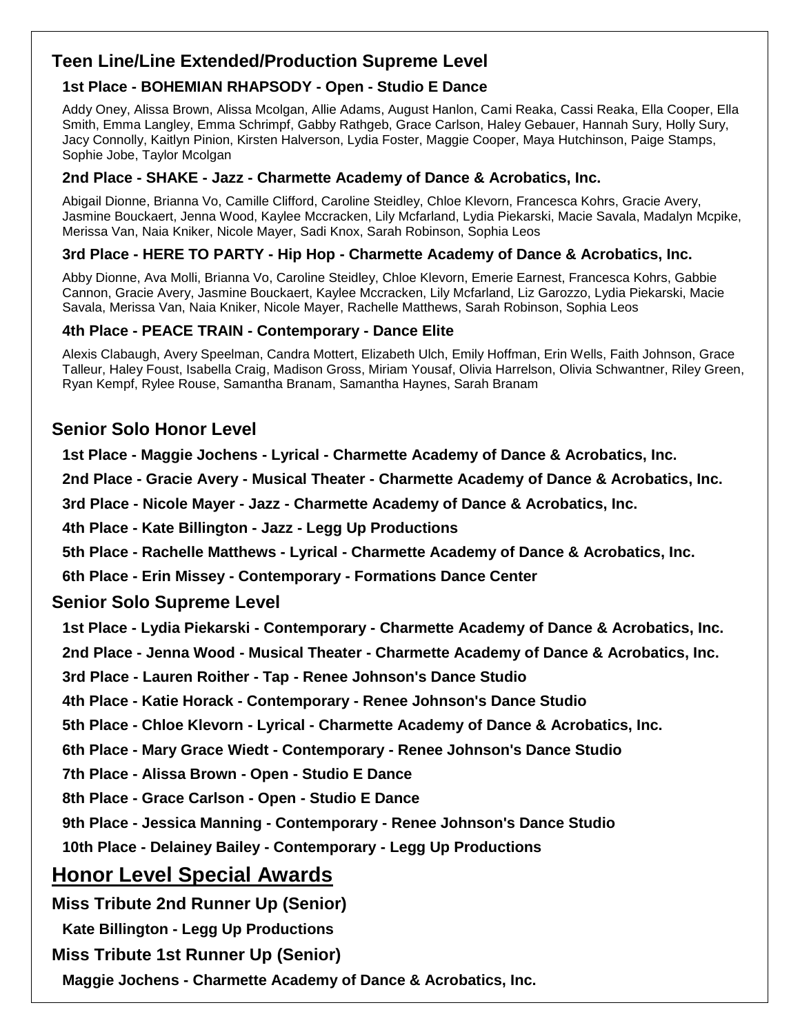## Teen Line/Line Extended/Production Supreme Level

**1st Place - BOHEMIAN RHAPSODY - Open - Studio E Dance**

Addy Oney, Alissa Brown, Alissa Mcolgan, Allie Adams, August Hanlon, Cami Reaka, Cassi Reaka, Ella Cooper, Ella Smith, Emma Langley, Emma Schrimpf, Gabby Rathgeb, Grace Carlson, Haley Gebauer, Hannah Sury, Holly Sury, Jacy Connolly, Kaitlyn Pinion, Kirsten Halverson, Lydia Foster, Maggie Cooper, Maya Hutchinson, Paige Stamps, Sophie Jobe, Taylor Mcolgan

**2nd Place - SHAKE - Jazz - Charmette Academy of Dance & Acrobatics, Inc.**

Abigail Dionne, Brianna Vo, Camille Clifford, Caroline Steidley, Chloe Klevorn, Francesca Kohrs, Gracie Avery, Jasmine Bouckaert, Jenna Wood, Kaylee Mccracken, Lily Mcfarland, Lydia Piekarski, Macie Savala, Madalyn Mcpike, Merissa Van, Naia Kniker, Nicole Mayer, Sadi Knox, Sarah Robinson, Sophia Leos

**3rd Place - HERE TO PARTY - Hip Hop - Charmette Academy of Dance & Acrobatics, Inc.**

Abby Dionne, Ava Molli, Brianna Vo, Caroline Steidley, Chloe Klevorn, Emerie Earnest, Francesca Kohrs, Gabbie Cannon, Gracie Avery, Jasmine Bouckaert, Kaylee Mccracken, Lily Mcfarland, Liz Garozzo, Lydia Piekarski, Macie Savala, Merissa Van, Naia Kniker, Nicole Mayer, Rachelle Matthews, Sarah Robinson, Sophia Leos

**4th Place - PEACE TRAIN - Contemporary - Dance Elite**

Alexis Clabaugh, Avery Speelman, Candra Mottert, Elizabeth Ulch, Emily Hoffman, Erin Wells, Faith Johnson, Grace Talleur, Haley Foust, Isabella Craig, Madison Gross, Miriam Yousaf, Olivia Harrelson, Olivia Schwantner, Riley Green, Ryan Kempf, Rylee Rouse, Samantha Branam, Samantha Haynes, Sarah Branam

## Senior Solo Honor Level

**1st Place - Maggie Jochens - Lyrical - Charmette Academy of Dance & Acrobatics, Inc.**

**2nd Place - Gracie Avery - Musical Theater - Charmette Academy of Dance & Acrobatics, Inc.**

**3rd Place - Nicole Mayer - Jazz - Charmette Academy of Dance & Acrobatics, Inc.**

**4th Place - Kate Billington - Jazz - Legg Up Productions**

**5th Place - Rachelle Matthews - Lyrical - Charmette Academy of Dance & Acrobatics, Inc.**

**6th Place - Erin Missey - Contemporary - Formations Dance Center**

## Senior Solo Supreme Level

**1st Place - Lydia Piekarski - Contemporary - Charmette Academy of Dance & Acrobatics, Inc.**

**2nd Place - Jenna Wood - Musical Theater - Charmette Academy of Dance & Acrobatics, Inc.**

**3rd Place - Lauren Roither - Tap - Renee Johnson's Dance Studio**

**4th Place - Katie Horack - Contemporary - Renee Johnson's Dance Studio**

**5th Place - Chloe Klevorn - Lyrical - Charmette Academy of Dance & Acrobatics, Inc.**

**6th Place - Mary Grace Wiedt - Contemporary - Renee Johnson's Dance Studio**

**7th Place - Alissa Brown - Open - Studio E Dance**

**8th Place - Grace Carlson - Open - Studio E Dance**

**9th Place - Jessica Manning - Contemporary - Renee Johnson's Dance Studio**

**10th Place - Delainey Bailey - Contemporary - Legg Up Productions**

# Honor Level Special Awards

### Miss Tribute 2nd Runner Up (Senior)

**Kate Billington - Legg Up Productions**

### Miss Tribute 1st Runner Up (Senior)

**Maggie Jochens - Charmette Academy of Dance & Acrobatics, Inc.**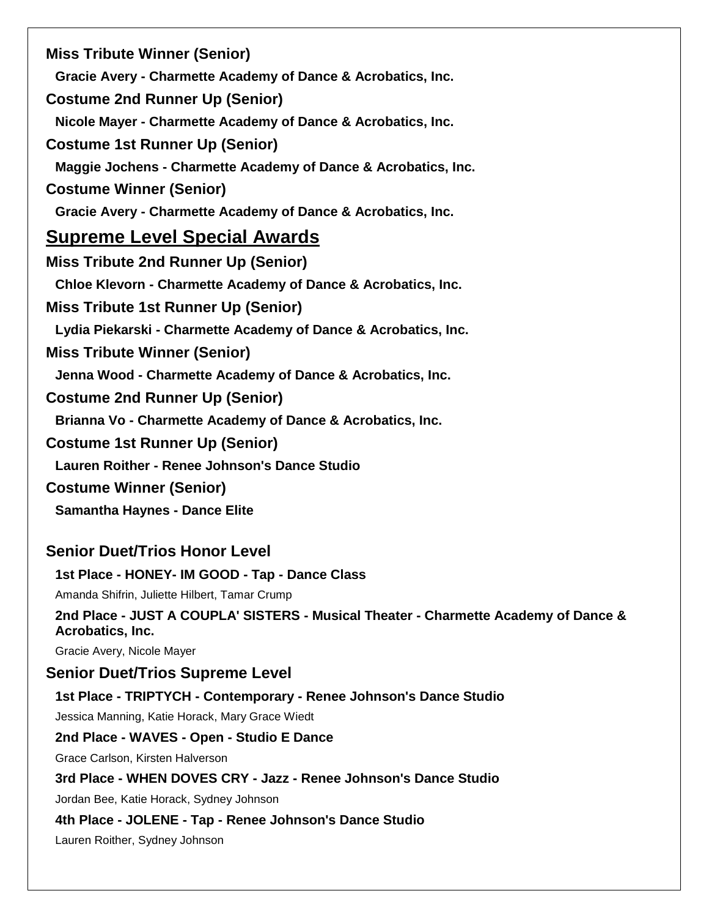**Miss Tribute Winner (Senior)**

**Gracie Avery - Charmette Academy of Dance & Acrobatics, Inc.**

**Costume 2nd Runner Up (Senior)**

**Nicole Mayer - Charmette Academy of Dance & Acrobatics, Inc.**

**Costume 1st Runner Up (Senior)**

**Maggie Jochens - Charmette Academy of Dance & Acrobatics, Inc.**

**Costume Winner (Senior)**

**Gracie Avery - Charmette Academy of Dance & Acrobatics, Inc.**

## Supreme Level Special Awards

**Miss Tribute 2nd Runner Up (Senior)**

**Chloe Klevorn - Charmette Academy of Dance & Acrobatics, Inc.**

**Miss Tribute 1st Runner Up (Senior)**

**Lydia Piekarski - Charmette Academy of Dance & Acrobatics, Inc.**

**Miss Tribute Winner (Senior)**

**Jenna Wood - Charmette Academy of Dance & Acrobatics, Inc.**

**Costume 2nd Runner Up (Senior)**

**Brianna Vo - Charmette Academy of Dance & Acrobatics, Inc.**

**Costume 1st Runner Up (Senior)**

**Lauren Roither - Renee Johnson's Dance Studio**

**Costume Winner (Senior)**

**Samantha Haynes - Dance Elite**

### Senior Duet/Trios Honor Level

**1st Place - HONEY- IM GOOD - Tap - Dance Class**

Amanda Shifrin, Juliette Hilbert, Tamar Crump

**2nd Place - JUST A COUPLA' SISTERS - Musical Theater - Charmette Academy of Dance & Acrobatics, Inc.**

Gracie Avery, Nicole Mayer

### Senior Duet/Trios Supreme Level

**1st Place - TRIPTYCH - Contemporary - Renee Johnson's Dance Studio**

Jessica Manning, Katie Horack, Mary Grace Wiedt

**2nd Place - WAVES - Open - Studio E Dance**

Grace Carlson, Kirsten Halverson

**3rd Place - WHEN DOVES CRY - Jazz - Renee Johnson's Dance Studio**

Jordan Bee, Katie Horack, Sydney Johnson

**4th Place - JOLENE - Tap - Renee Johnson's Dance Studio**

Lauren Roither, Sydney Johnson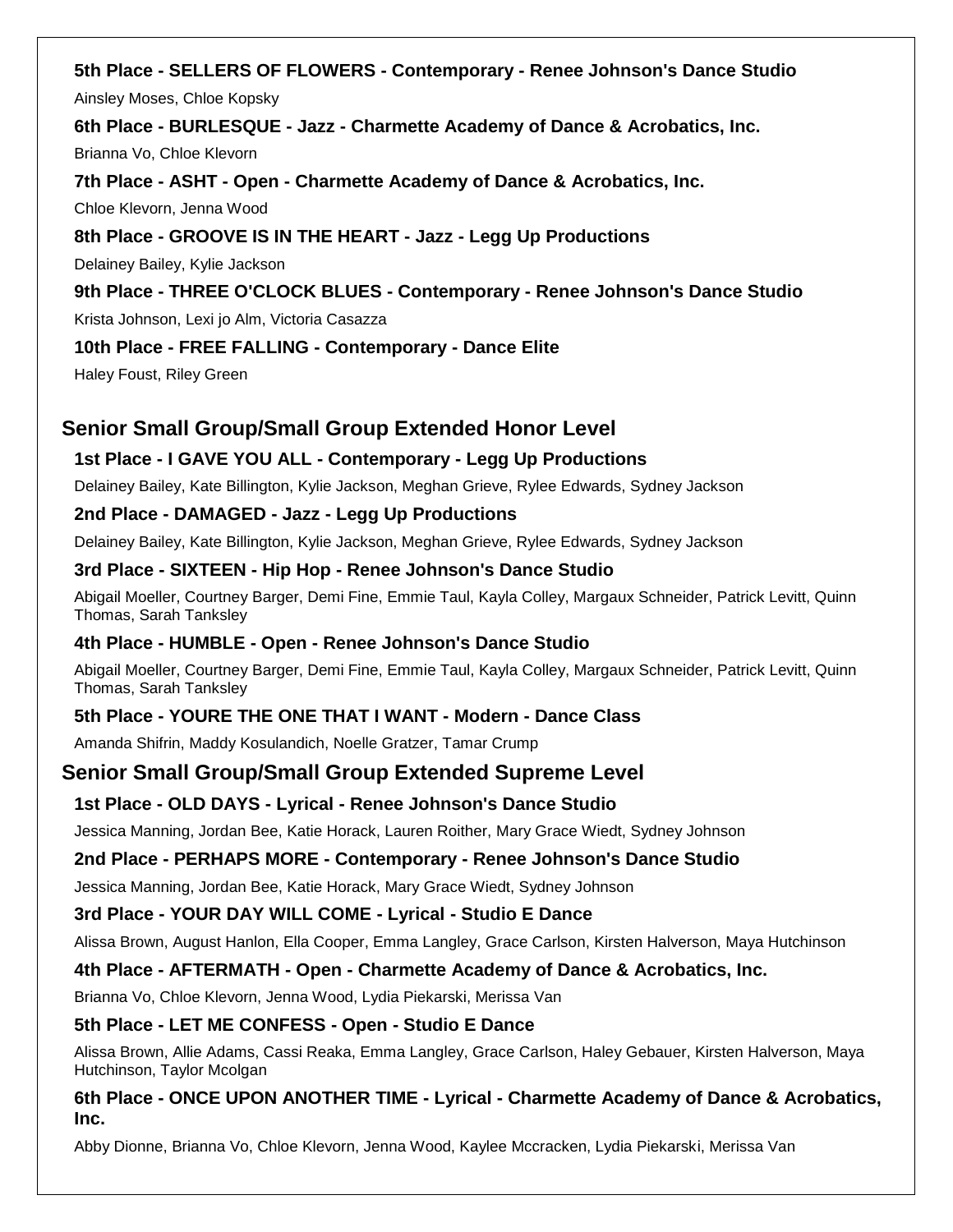**5th Place - SELLERS OF FLOWERS - Contemporary - Renee Johnson's Dance Studio**

Ainsley Moses, Chloe Kopsky

**6th Place - BURLESQUE - Jazz - Charmette Academy of Dance & Acrobatics, Inc.**

Brianna Vo, Chloe Klevorn

**7th Place - ASHT - Open - Charmette Academy of Dance & Acrobatics, Inc.**

Chloe Klevorn, Jenna Wood

**8th Place - GROOVE IS IN THE HEART - Jazz - Legg Up Productions**

Delainey Bailey, Kylie Jackson

**9th Place - THREE O'CLOCK BLUES - Contemporary - Renee Johnson's Dance Studio**

Krista Johnson, Lexi jo Alm, Victoria Casazza

**10th Place - FREE FALLING - Contemporary - Dance Elite**

Haley Foust, Riley Green

## Senior Small Group/Small Group Extended Honor Level

**1st Place - I GAVE YOU ALL - Contemporary - Legg Up Productions**

Delainey Bailey, Kate Billington, Kylie Jackson, Meghan Grieve, Rylee Edwards, Sydney Jackson

**2nd Place - DAMAGED - Jazz - Legg Up Productions**

Delainey Bailey, Kate Billington, Kylie Jackson, Meghan Grieve, Rylee Edwards, Sydney Jackson

**3rd Place - SIXTEEN - Hip Hop - Renee Johnson's Dance Studio**

Abigail Moeller, Courtney Barger, Demi Fine, Emmie Taul, Kayla Colley, Margaux Schneider, Patrick Levitt, Quinn Thomas, Sarah Tanksley

**4th Place - HUMBLE - Open - Renee Johnson's Dance Studio**

Abigail Moeller, Courtney Barger, Demi Fine, Emmie Taul, Kayla Colley, Margaux Schneider, Patrick Levitt, Quinn Thomas, Sarah Tanksley

**5th Place - YOURE THE ONE THAT I WANT - Modern - Dance Class**

Amanda Shifrin, Maddy Kosulandich, Noelle Gratzer, Tamar Crump

## Senior Small Group/Small Group Extended Supreme Level

**1st Place - OLD DAYS - Lyrical - Renee Johnson's Dance Studio**

Jessica Manning, Jordan Bee, Katie Horack, Lauren Roither, Mary Grace Wiedt, Sydney Johnson

**2nd Place - PERHAPS MORE - Contemporary - Renee Johnson's Dance Studio**

Jessica Manning, Jordan Bee, Katie Horack, Mary Grace Wiedt, Sydney Johnson

**3rd Place - YOUR DAY WILL COME - Lyrical - Studio E Dance**

Alissa Brown, August Hanlon, Ella Cooper, Emma Langley, Grace Carlson, Kirsten Halverson, Maya Hutchinson

**4th Place - AFTERMATH - Open - Charmette Academy of Dance & Acrobatics, Inc.**

Brianna Vo, Chloe Klevorn, Jenna Wood, Lydia Piekarski, Merissa Van

**5th Place - LET ME CONFESS - Open - Studio E Dance**

Alissa Brown, Allie Adams, Cassi Reaka, Emma Langley, Grace Carlson, Haley Gebauer, Kirsten Halverson, Maya Hutchinson, Taylor Mcolgan

**6th Place - ONCE UPON ANOTHER TIME - Lyrical - Charmette Academy of Dance & Acrobatics, Inc.**

Abby Dionne, Brianna Vo, Chloe Klevorn, Jenna Wood, Kaylee Mccracken, Lydia Piekarski, Merissa Van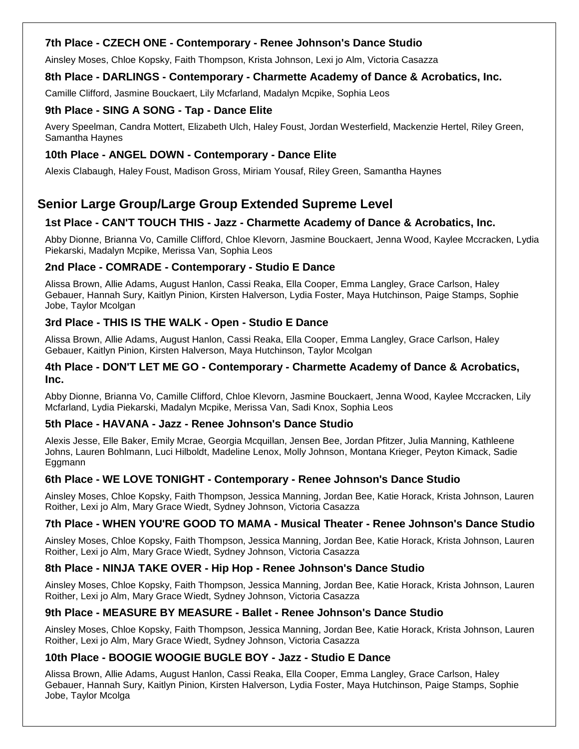### 7th Place - CZECH ONE - Contemporary - Renee Johnson's Dance Studio

Ainsley Moses, Chloe Kopsky, Faith Thompson, Krista Johnson, Lexi jo Alm, Victoria Casazza

### 8th Place - DARLINGS - Contemporary - Charmette Academy of Dance & Acrobatics, Inc.

Camille Clifford, Jasmine Bouckaert, Lily Mcfarland, Madalyn Mcpike, Sophia Leos

### 9th Place - SING A SONG - Tap - Dance Elite

Avery Speelman, Candra Mottert, Elizabeth Ulch, Haley Foust, Jordan Westerfield, Mackenzie Hertel, Riley Green, Samantha Haynes

### 10th Place - ANGEL DOWN - Contemporary - Dance Elite

Alexis Clabaugh, Haley Foust, Madison Gross, Miriam Yousaf, Riley Green, Samantha Haynes

## Senior Large Group/Large Group Extended Supreme Level

### 1st Place - CAN'T TOUCH THIS - Jazz - Charmette Academy of Dance & Acrobatics, Inc.

Abby Dionne, Brianna Vo, Camille Clifford, Chloe Klevorn, Jasmine Bouckaert, Jenna Wood, Kaylee Mccracken, Lydia Piekarski, Madalyn Mcpike, Merissa Van, Sophia Leos

### 2nd Place - COMRADE - Contemporary - Studio E Dance

Alissa Brown, Allie Adams, August Hanlon, Cassi Reaka, Ella Cooper, Emma Langley, Grace Carlson, Haley Gebauer, Hannah Sury, Kaitlyn Pinion, Kirsten Halverson, Lydia Foster, Maya Hutchinson, Paige Stamps, Sophie Jobe, Taylor Mcolgan

### 3rd Place - THIS IS THE WALK - Open - Studio E Dance

Alissa Brown, Allie Adams, August Hanlon, Cassi Reaka, Ella Cooper, Emma Langley, Grace Carlson, Haley Gebauer, Kaitlyn Pinion, Kirsten Halverson, Maya Hutchinson, Taylor Mcolgan

### 4th Place - DON'T LET ME GO - Contemporary - Charmette Academy of Dance & Acrobatics, Inc.

Abby Dionne, Brianna Vo, Camille Clifford, Chloe Klevorn, Jasmine Bouckaert, Jenna Wood, Kaylee Mccracken, Lily Mcfarland, Lydia Piekarski, Madalyn Mcpike, Merissa Van, Sadi Knox, Sophia Leos

### 5th Place - HAVANA - Jazz - Renee Johnson's Dance Studio

Alexis Jesse, Elle Baker, Emily Mcrae, Georgia Mcquillan, Jensen Bee, Jordan Pfitzer, Julia Manning, Kathleene Johns, Lauren Bohlmann, Luci Hilboldt, Madeline Lenox, Molly Johnson, Montana Krieger, Peyton Kimack, Sadie Eggmann

### 6th Place - WE LOVE TONIGHT - Contemporary - Renee Johnson's Dance Studio

Ainsley Moses, Chloe Kopsky, Faith Thompson, Jessica Manning, Jordan Bee, Katie Horack, Krista Johnson, Lauren Roither, Lexi jo Alm, Mary Grace Wiedt, Sydney Johnson, Victoria Casazza

### 7th Place - WHEN YOU'RE GOOD TO MAMA - Musical Theater - Renee Johnson's Dance Studio

Ainsley Moses, Chloe Kopsky, Faith Thompson, Jessica Manning, Jordan Bee, Katie Horack, Krista Johnson, Lauren Roither, Lexi jo Alm, Mary Grace Wiedt, Sydney Johnson, Victoria Casazza

### 8th Place - NINJA TAKE OVER - Hip Hop - Renee Johnson's Dance Studio

Ainsley Moses, Chloe Kopsky, Faith Thompson, Jessica Manning, Jordan Bee, Katie Horack, Krista Johnson, Lauren Roither, Lexi jo Alm, Mary Grace Wiedt, Sydney Johnson, Victoria Casazza

### 9th Place - MEASURE BY MEASURE - Ballet - Renee Johnson's Dance Studio

Ainsley Moses, Chloe Kopsky, Faith Thompson, Jessica Manning, Jordan Bee, Katie Horack, Krista Johnson, Lauren Roither, Lexi jo Alm, Mary Grace Wiedt, Sydney Johnson, Victoria Casazza

### 10th Place - BOOGIE WOOGIE BUGLE BOY - Jazz - Studio E Dance

Alissa Brown, Allie Adams, August Hanlon, Cassi Reaka, Ella Cooper, Emma Langley, Grace Carlson, Haley Gebauer, Hannah Sury, Kaitlyn Pinion, Kirsten Halverson, Lydia Foster, Maya Hutchinson, Paige Stamps, Sophie Jobe, Taylor Mcolga